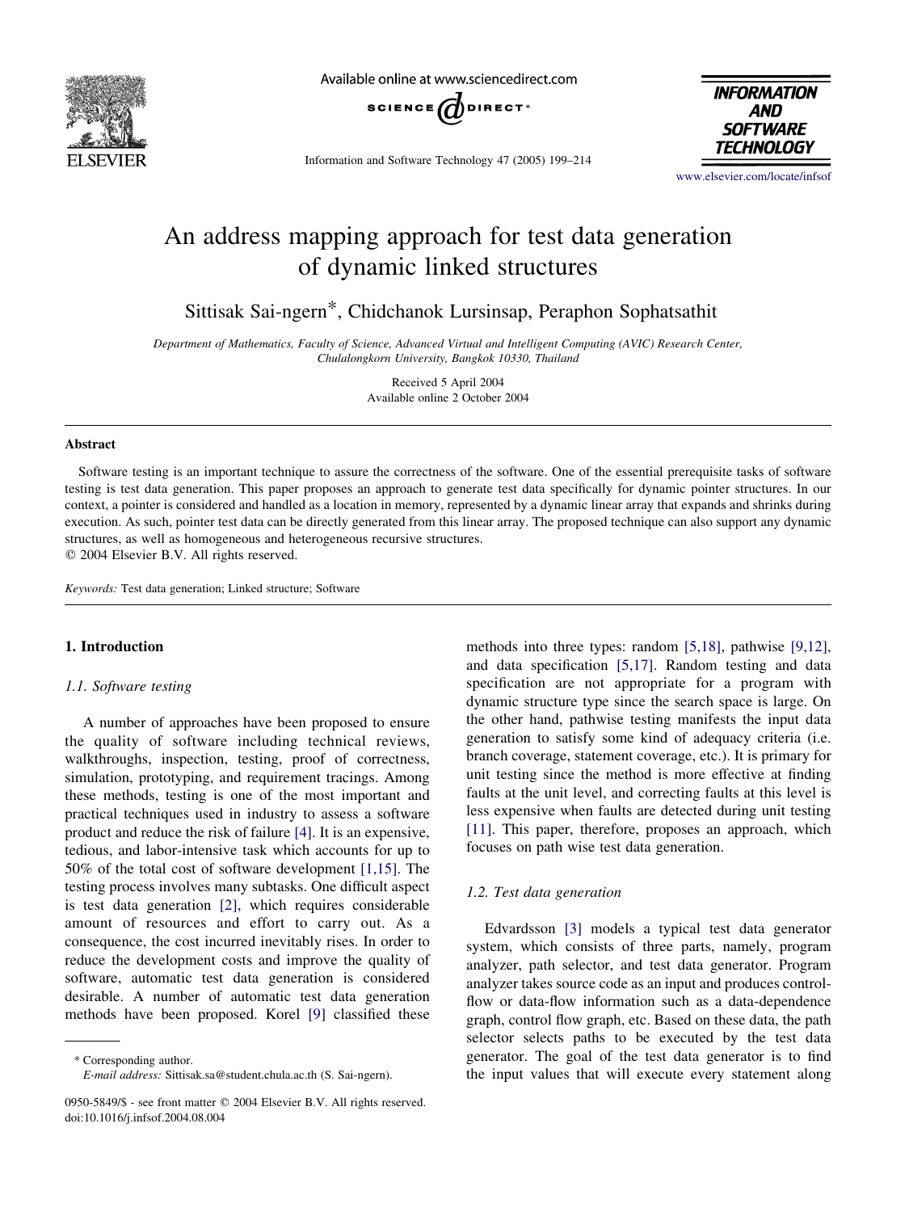# An address mapping approach for test data generation of dynamic linked structures

Sittisak Sai-ngern*, Chidchanok Lursinsap, Peraphon Sophatsathit

*Department of Mathematics, Faculty of Science, Advanced Virtual and Intelligent Computing (AVIC) Research Center, Chulalongkorn University, Bangkok 10330, Thailand*

Received 5 April 2004
Available online 2 October 2004

## Abstract

Software testing is an important technique to assure the correctness of the software. One of the essential prerequisite tasks of software testing is test data generation. This paper proposes an approach to generate test data specifically for dynamic pointer structures. In our context, a pointer is considered and handled as a location in memory, represented by a dynamic linear array that expands and shrinks during execution. As such, pointer test data can be directly generated from this linear array. The proposed technique can also support any dynamic structures, as well as homogeneous and heterogeneous recursive structures.

© 2004 Elsevier B.V. All rights reserved.

*Keywords:* Test data generation; Linked structure; Software

## 1. Introduction

### 1.1. Software testing

A number of approaches have been proposed to ensure the quality of software including technical reviews, walkthroughs, inspection, testing, proof of correctness, simulation, prototyping, and requirement tracings. Among these methods, testing is one of the most important and practical techniques used in industry to assess a software product and reduce the risk of failure [4]. It is an expensive, tedious, and labor-intensive task which accounts for up to 50% of the total cost of software development [1,15]. The testing process involves many subtasks. One difficult aspect is test data generation [2], which requires considerable amount of resources and effort to carry out. As a consequence, the cost incurred inevitably rises. In order to reduce the development costs and improve the quality of software, automatic test data generation is considered desirable. A number of automatic test data generation methods have been proposed. Korel [9] classified these methods into three types: random [5,18], pathwise [9,12], and data specification [5,17]. Random testing and data specification are not appropriate for a program with dynamic structure type since the search space is large. On the other hand, pathwise testing manifests the input data generation to satisfy some kind of adequacy criteria (i.e. branch coverage, statement coverage, etc.). It is primary for unit testing since the method is more effective at finding faults at the unit level, and correcting faults at this level is less expensive when faults are detected during unit testing [11]. This paper, therefore, proposes an approach, which focuses on path wise test data generation.

### 1.2. Test data generation

Edvardsson [3] models a typical test data generator system, which consists of three parts, namely, program analyzer, path selector, and test data generator. Program analyzer takes source code as an input and produces control-flow or data-flow information such as a data-dependence graph, control flow graph, etc. Based on these data, the path selector selects paths to be executed by the test data generator. The goal of the test data generator is to find the input values that will execute every statement along

* Corresponding author.
*E-mail address:* Sittisak.sa@student.chula.ac.th (S. Sai-ngern).

0950-5849/$ - see front matter © 2004 Elsevier B.V. All rights reserved.
doi:10.1016/j.infsof.2004.08.004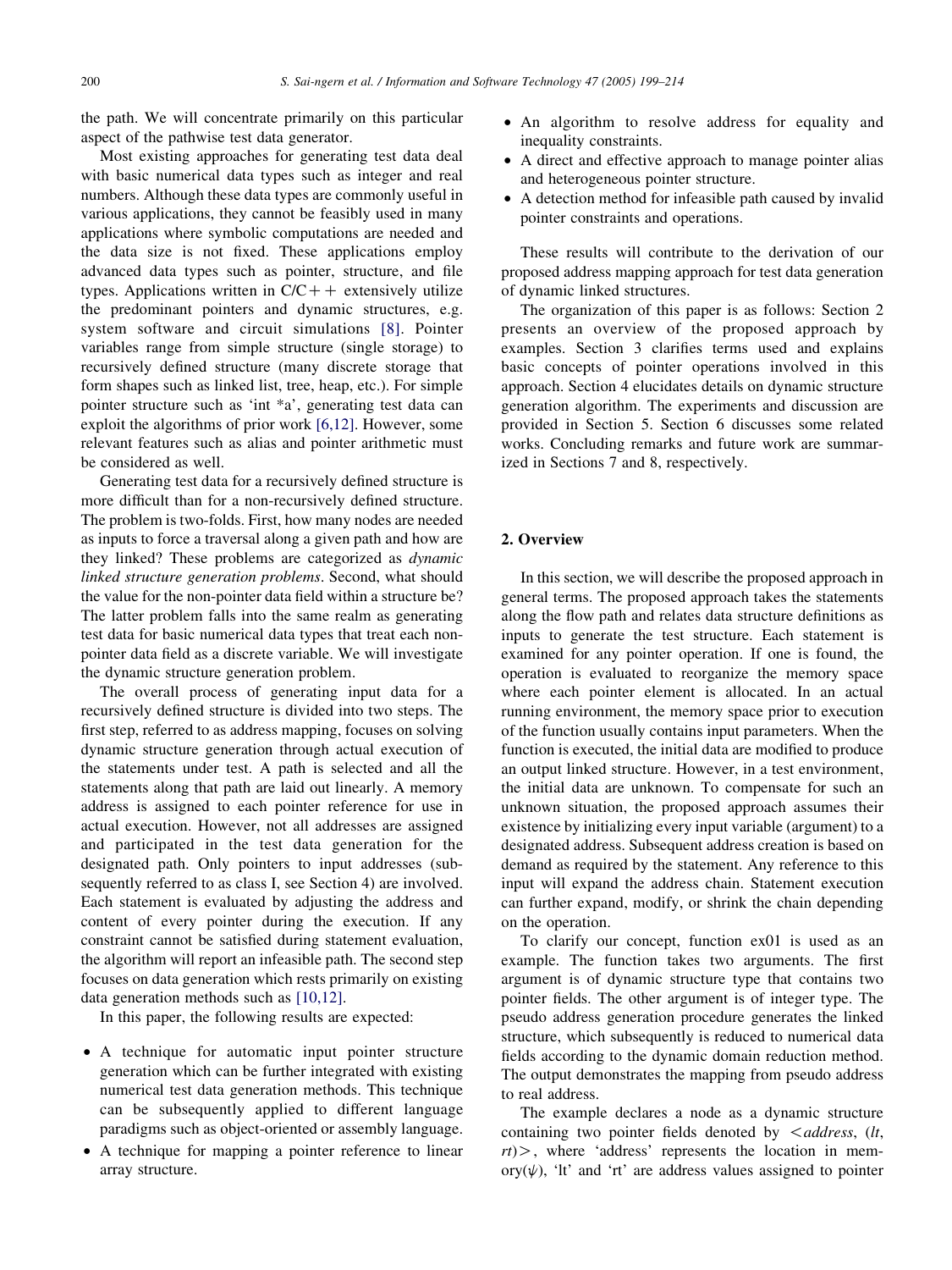the path. We will concentrate primarily on this particular aspect of the pathwise test data generator.

Most existing approaches for generating test data deal with basic numerical data types such as integer and real numbers. Although these data types are commonly useful in various applications, they cannot be feasibly used in many applications where symbolic computations are needed and the data size is not fixed. These applications employ advanced data types such as pointer, structure, and file types. Applications written in C/C++ extensively utilize the predominant pointers and dynamic structures, e.g. system software and circuit simulations [8]. Pointer variables range from simple structure (single storage) to recursively defined structure (many discrete storage that form shapes such as linked list, tree, heap, etc.). For simple pointer structure such as 'int *a', generating test data can exploit the algorithms of prior work [6,12]. However, some relevant features such as alias and pointer arithmetic must be considered as well.

Generating test data for a recursively defined structure is more difficult than for a non-recursively defined structure. The problem is two-folds. First, how many nodes are needed as inputs to force a traversal along a given path and how are they linked? These problems are categorized as *dynamic linked structure generation problems*. Second, what should the value for the non-pointer data field within a structure be? The latter problem falls into the same realm as generating test data for basic numerical data types that treat each non-pointer data field as a discrete variable. We will investigate the dynamic structure generation problem.

The overall process of generating input data for a recursively defined structure is divided into two steps. The first step, referred to as address mapping, focuses on solving dynamic structure generation through actual execution of the statements under test. A path is selected and all the statements along that path are laid out linearly. A memory address is assigned to each pointer reference for use in actual execution. However, not all addresses are assigned and participated in the test data generation for the designated path. Only pointers to input addresses (subsequently referred to as class I, see Section 4) are involved. Each statement is evaluated by adjusting the address and content of every pointer during the execution. If any constraint cannot be satisfied during statement evaluation, the algorithm will report an infeasible path. The second step focuses on data generation which rests primarily on existing data generation methods such as [10,12].

In this paper, the following results are expected:

- A technique for automatic input pointer structure generation which can be further integrated with existing numerical test data generation methods. This technique can be subsequently applied to different language paradigms such as object-oriented or assembly language.
- A technique for mapping a pointer reference to linear array structure.
- An algorithm to resolve address for equality and inequality constraints.
- A direct and effective approach to manage pointer alias and heterogeneous pointer structure.
- A detection method for infeasible path caused by invalid pointer constraints and operations.

These results will contribute to the derivation of our proposed address mapping approach for test data generation of dynamic linked structures.

The organization of this paper is as follows: Section 2 presents an overview of the proposed approach by examples. Section 3 clarifies terms used and explains basic concepts of pointer operations involved in this approach. Section 4 elucidates details on dynamic structure generation algorithm. The experiments and discussion are provided in Section 5. Section 6 discusses some related works. Concluding remarks and future work are summarized in Sections 7 and 8, respectively.

## 2. Overview

In this section, we will describe the proposed approach in general terms. The proposed approach takes the statements along the flow path and relates data structure definitions as inputs to generate the test structure. Each statement is examined for any pointer operation. If one is found, the operation is evaluated to reorganize the memory space where each pointer element is allocated. In an actual running environment, the memory space prior to execution of the function usually contains input parameters. When the function is executed, the initial data are modified to produce an output linked structure. However, in a test environment, the initial data are unknown. To compensate for such an unknown situation, the proposed approach assumes their existence by initializing every input variable (argument) to a designated address. Subsequent address creation is based on demand as required by the statement. Any reference to this input will expand the address chain. Statement execution can further expand, modify, or shrink the chain depending on the operation.

To clarify our concept, function ex01 is used as an example. The function takes two arguments. The first argument is of dynamic structure type that contains two pointer fields. The other argument is of integer type. The pseudo address generation procedure generates the linked structure, which subsequently is reduced to numerical data fields according to the dynamic domain reduction method. The output demonstrates the mapping from pseudo address to real address.

The example declares a node as a dynamic structure containing two pointer fields denoted by $<$*address*, (*lt*, *rt*)$>$, where 'address' represents the location in memory($\psi$), 'lt' and 'rt' are address values assigned to pointer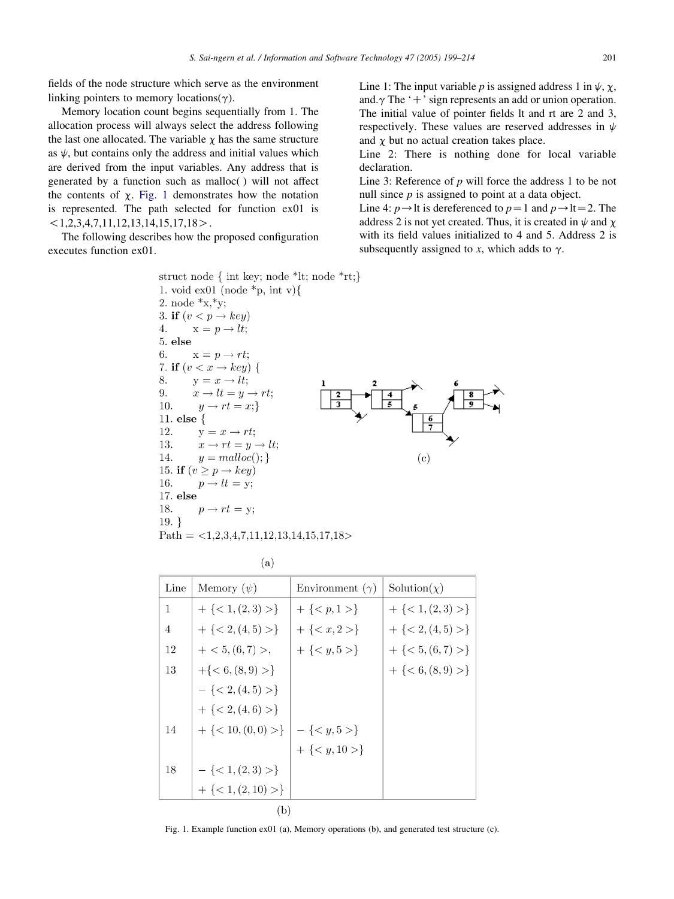fields of the node structure which serve as the environment linking pointers to memory locations($\gamma$).

Memory location count begins sequentially from 1. The allocation process will always select the address following the last one allocated. The variable $\chi$ has the same structure as $\psi$, but contains only the address and initial values which are derived from the input variables. Any address that is generated by a function such as malloc( ) will not affect the contents of $\chi$. Fig. 1 demonstrates how the notation is represented. The path selected for function ex01 is <1,2,3,4,7,11,12,13,14,15,17,18>.

The following describes how the proposed configuration executes function ex01.

Line 1: The input variable $p$ is assigned address 1 in $\psi$, $\chi$, and.$\gamma$ The '+' sign represents an add or union operation. The initial value of pointer fields lt and rt are 2 and 3, respectively. These values are reserved addresses in $\psi$ and $\chi$ but no actual creation takes place.
Line 2: There is nothing done for local variable declaration.
Line 3: Reference of $p$ will force the address 1 to be not null since $p$ is assigned to point at a data object.
Line 4: $p \rightarrow$lt is dereferenced to $p=1$ and $p \rightarrow \text{lt}=2$. The address 2 is not yet created. Thus, it is created in $\psi$ and $\chi$ with its field values initialized to 4 and 5. Address 2 is subsequently assigned to $x$, which adds to $\gamma$.

```
struct node { int key; node *lt; node *rt;}
1. void ex01 (node *p, int v){
2. node *x,*y;
3. if (v < p → key)
4.       x = p → lt;
5. else
6.       x = p → rt;
7. if (v < x → key) {
8.       y = x → lt;
9.       x → lt = y → rt;
10.      y → rt = x;}
11. else {
12.      y = x → rt;
13.      x → rt = y → lt;
14.      y = malloc(); }
15. if (v ≥ p → key)
16.      p → lt = y;
17. else
18.      p → rt = y;
19. }
Path = <1,2,3,4,7,11,12,13,14,15,17,18>
```

(a)

| Line | Memory ($\psi$) | Environment ($\gamma$) | Solution($\chi$) |
|---|---|---|---|
| 1 | $+\{<1,(2,3)>\}$ | $+\{<p,1>\}$ | $+\{<1,(2,3)>\}$ |
| 4 | $+\{<2,(4,5)>\}$ | $+\{<x,2>\}$ | $+\{<2,(4,5)>\}$ |
| 12 | $+<5,(6,7)>$, | $+\{<y,5>\}$ | $+\{<5,(6,7)>\}$ |
| 13 | $+\{<6,(8,9)>\}$ | | $+\{<6,(8,9)>\}$ |
| | $-\{<2,(4,5)>\}$ | | |
| | $+\{<2,(4,6)>\}$ | | |
| 14 | $+\{<10,(0,0)>\}$ | $-\{<y,5>\}$ | |
| | | $+\{<y,10>\}$ | |
| 18 | $-\{<1,(2,3)>\}$ | | |
| | $+\{<1,(2,10)>\}$ | | |

(b)

(c)

Fig. 1. Example function ex01 (a), Memory operations (b), and generated test structure (c).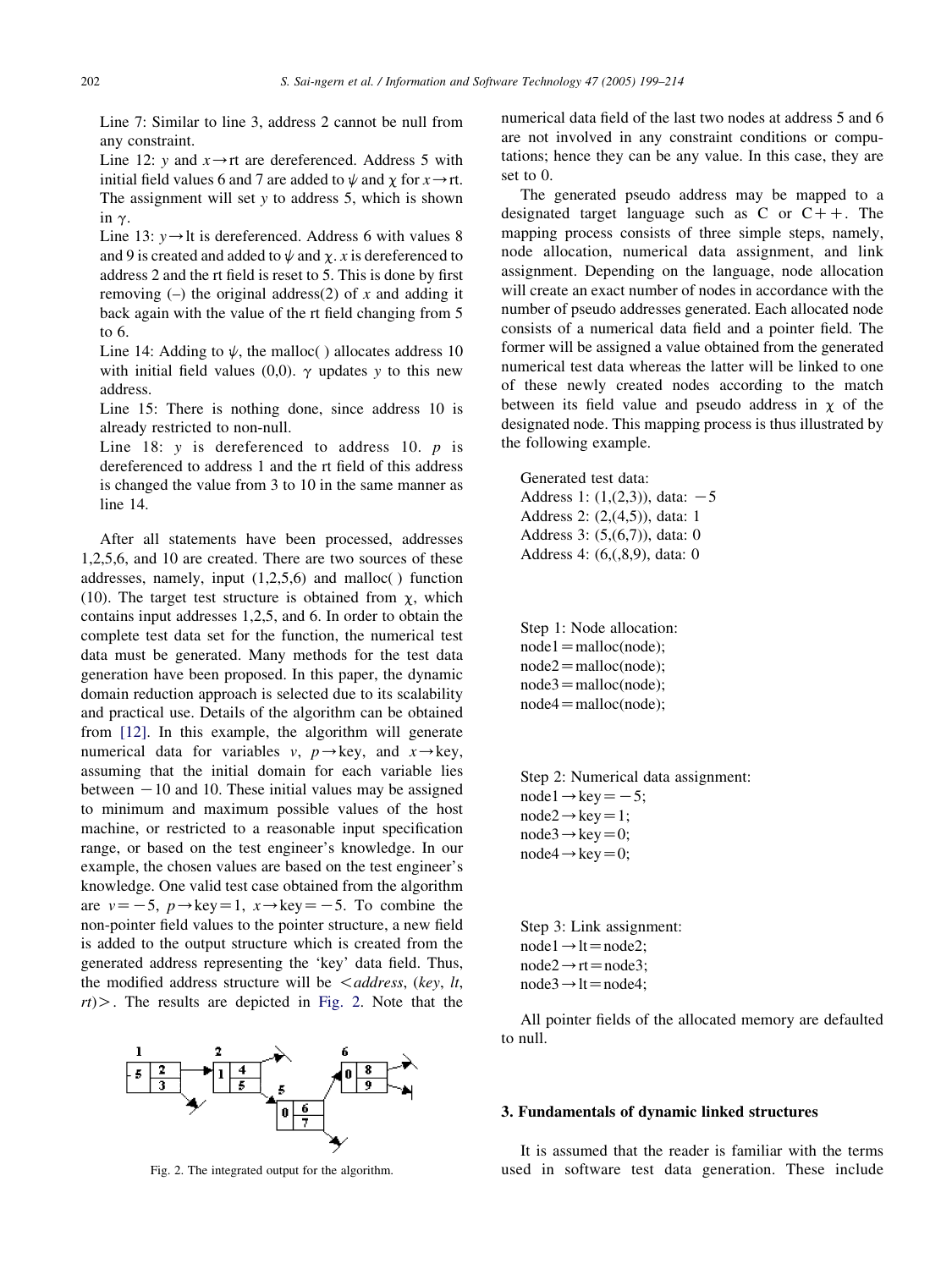Line 7: Similar to line 3, address 2 cannot be null from any constraint.

Line 12: $y$ and $x \rightarrow$rt are dereferenced. Address 5 with initial field values 6 and 7 are added to $\psi$ and $\chi$ for $x \rightarrow$rt. The assignment will set $y$ to address 5, which is shown in $\gamma$.

Line 13: $y \rightarrow$lt is dereferenced. Address 6 with values 8 and 9 is created and added to $\psi$ and $\chi$. $x$ is dereferenced to address 2 and the rt field is reset to 5. This is done by first removing (–) the original address(2) of $x$ and adding it back again with the value of the rt field changing from 5 to 6.

Line 14: Adding to $\psi$, the malloc( ) allocates address 10 with initial field values (0,0). $\gamma$ updates $y$ to this new address.

Line 15: There is nothing done, since address 10 is already restricted to non-null.

Line 18: $y$ is dereferenced to address 10. $p$ is dereferenced to address 1 and the rt field of this address is changed the value from 3 to 10 in the same manner as line 14.

After all statements have been processed, addresses 1,2,5,6, and 10 are created. There are two sources of these addresses, namely, input (1,2,5,6) and malloc( ) function (10). The target test structure is obtained from $\chi$, which contains input addresses 1,2,5, and 6. In order to obtain the complete test data set for the function, the numerical test data must be generated. Many methods for the test data generation have been proposed. In this paper, the dynamic domain reduction approach is selected due to its scalability and practical use. Details of the algorithm can be obtained from [12]. In this example, the algorithm will generate numerical data for variables $v$, $p \rightarrow$key, and $x \rightarrow$key, assuming that the initial domain for each variable lies between $-10$ and 10. These initial values may be assigned to minimum and maximum possible values of the host machine, or restricted to a reasonable input specification range, or based on the test engineer's knowledge. In our example, the chosen values are based on the test engineer's knowledge. One valid test case obtained from the algorithm are $v=-5$, $p \rightarrow \text{key}=1$, $x \rightarrow \text{key}=-5$. To combine the non-pointer field values to the pointer structure, a new field is added to the output structure which is created from the generated address representing the 'key' data field. Thus, the modified address structure will be $<$*address*, (*key*, *lt*, *rt*)$>$. The results are depicted in Fig. 2. Note that the numerical data field of the last two nodes at address 5 and 6 are not involved in any constraint conditions or computations; hence they can be any value. In this case, they are set to 0.

Fig. 2. The integrated output for the algorithm.

The generated pseudo address may be mapped to a designated target language such as C or C++. The mapping process consists of three simple steps, namely, node allocation, numerical data assignment, and link assignment. Depending on the language, node allocation will create an exact number of nodes in accordance with the number of pseudo addresses generated. Each allocated node consists of a numerical data field and a pointer field. The former will be assigned a value obtained from the generated numerical test data whereas the latter will be linked to one of these newly created nodes according to the match between its field value and pseudo address in $\chi$ of the designated node. This mapping process is thus illustrated by the following example.

```
Generated test data:
Address 1: (1,(2,3)), data: -5
Address 2: (2,(4,5)), data: 1
Address 3: (5,(6,7)), data: 0
Address 4: (6,(,8,9), data: 0
```

```
Step 1: Node allocation:
node1=malloc(node);
node2=malloc(node);
node3=malloc(node);
node4=malloc(node);
```

```
Step 2: Numerical data assignment:
node1->key=-5;
node2->key=1;
node3->key=0;
node4->key=0;
```

```
Step 3: Link assignment:
node1->lt=node2;
node2->rt=node3;
node3->lt=node4;
```

All pointer fields of the allocated memory are defaulted to null.

## 3. Fundamentals of dynamic linked structures

It is assumed that the reader is familiar with the terms used in software test data generation. These include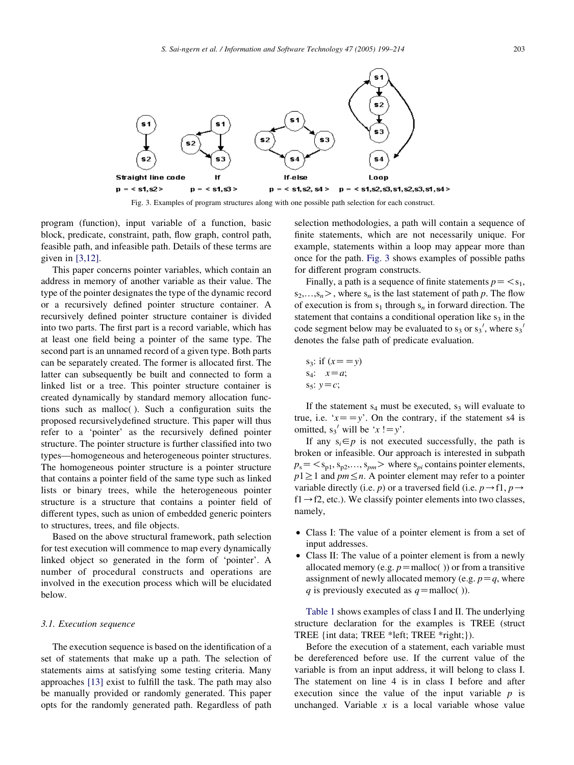Straight line code $p = <s1, s2>$ | If $p = <s1, s3>$ | If-else $p = <s1, s2, s4>$ | Loop $p = <s1, s2, s3, s1, s2, s3, s1, s4>$

Fig. 3. Examples of program structures along with one possible path selection for each construct.

program (function), input variable of a function, basic block, predicate, constraint, path, flow graph, control path, feasible path, and infeasible path. Details of these terms are given in [3,12].

This paper concerns pointer variables, which contain an address in memory of another variable as their value. The type of the pointer designates the type of the dynamic record or a recursively defined pointer structure container. A recursively defined pointer structure container is divided into two parts. The first part is a record variable, which has at least one field being a pointer of the same type. The second part is an unnamed record of a given type. Both parts can be separately created. The former is allocated first. The latter can subsequently be built and connected to form a linked list or a tree. This pointer structure container is created dynamically by standard memory allocation functions such as malloc( ). Such a configuration suits the proposed recursivelydefined structure. This paper will thus refer to a 'pointer' as the recursively defined pointer structure. The pointer structure is further classified into two types—homogeneous and heterogeneous pointer structures. The homogeneous pointer structure is a pointer structure that contains a pointer field of the same type such as linked lists or binary trees, while the heterogeneous pointer structure is a structure that contains a pointer field of different types, such as union of embedded generic pointers to structures, trees, and file objects.

Based on the above structural framework, path selection for test execution will commence to map every dynamically linked object so generated in the form of 'pointer'. A number of procedural constructs and operations are involved in the execution process which will be elucidated below.

### 3.1. Execution sequence

The execution sequence is based on the identification of a set of statements that make up a path. The selection of statements aims at satisfying some testing criteria. Many approaches [13] exist to fulfill the task. The path may also be manually provided or randomly generated. This paper opts for the randomly generated path. Regardless of path selection methodologies, a path will contain a sequence of finite statements, which are not necessarily unique. For example, statements within a loop may appear more than once for the path. Fig. 3 shows examples of possible paths for different program constructs.

Finally, a path is a sequence of finite statements $p = <s_1, s_2, \ldots, s_n>$, where $s_n$ is the last statement of path $p$. The flow of execution is from $s_1$ through $s_n$ in forward direction. The statement that contains a conditional operation like $s_3$ in the code segment below may be evaluated to $s_3$ or $s_3'$, where $s_3'$ denotes the false path of predicate evaluation.

```
s3: if (x==y)
s4:    x=a;
s5: y=c;
```

If the statement $s_4$ must be executed, $s_3$ will evaluate to true, i.e. '$x == y$'. On the contrary, if the statement s4 is omitted, $s_3'$ will be '$x\ != y$'.

If any $s_i \in p$ is not executed successfully, the path is broken or infeasible. Our approach is interested in subpath $p_s = <s_{p1}, s_{p2}, \ldots, s_{pm}>$ where $s_{pi}$ contains pointer elements, $p1 \geq 1$ and $pm \leq n$. A pointer element may refer to a pointer variable directly (i.e. $p$) or a traversed field (i.e. $p \rightarrow f1$, $p \rightarrow f1 \rightarrow f2$, etc.). We classify pointer elements into two classes, namely,

- Class I: The value of a pointer element is from a set of input addresses.
- Class II: The value of a pointer element is from a newly allocated memory (e.g. $p$=malloc( )) or from a transitive assignment of newly allocated memory (e.g. $p = q$, where $q$ is previously executed as $q$=malloc( )).

Table 1 shows examples of class I and II. The underlying structure declaration for the examples is TREE (struct TREE {int data; TREE *left; TREE *right;}).

Before the execution of a statement, each variable must be dereferenced before use. If the current value of the variable is from an input address, it will belong to class I. The statement on line 4 is in class I before and after execution since the value of the input variable $p$ is unchanged. Variable $x$ is a local variable whose value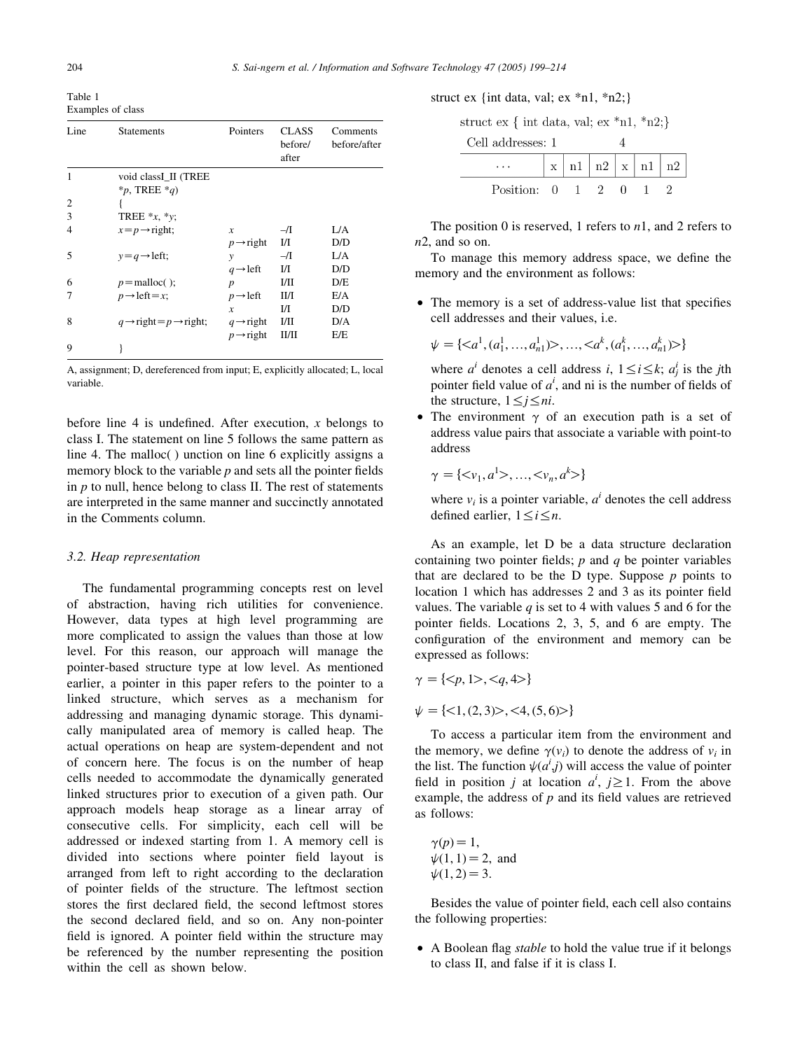Table 1
Examples of class

| Line | Statements | Pointers | CLASS before/after | Comments before/after |
|---|---|---|---|---|
| 1 | void classI_II (TREE *p, TREE *q) | | | |
| 2 | { | | | |
| 3 | TREE *x, *y; | | | |
| 4 | x=p→right; | x | –/I | L/A |
| | | p→right | I/I | D/D |
| 5 | y=q→left; | y | –/I | L/A |
| | | q→left | I/I | D/D |
| 6 | p=malloc( ); | p | I/II | D/E |
| 7 | p→left=x; | p→left | II/I | E/A |
| | | x | I/I | D/D |
| 8 | q→right=p→right; | q→right | I/II | D/A |
| | | p→right | II/II | E/E |
| 9 | } | | | |

A, assignment; D, dereferenced from input; E, explicitly allocated; L, local variable.

before line 4 is undefined. After execution, $x$ belongs to class I. The statement on line 5 follows the same pattern as line 4. The malloc( ) unction on line 6 explicitly assigns a memory block to the variable $p$ and sets all the pointer fields in $p$ to null, hence belong to class II. The rest of statements are interpreted in the same manner and succinctly annotated in the Comments column.

### 3.2. Heap representation

The fundamental programming concepts rest on level of abstraction, having rich utilities for convenience. However, data types at high level programming are more complicated to assign the values than those at low level. For this reason, our approach will manage the pointer-based structure type at low level. As mentioned earlier, a pointer in this paper refers to the pointer to a linked structure, which serves as a mechanism for addressing and managing dynamic storage. This dynamically manipulated area of memory is called heap. The actual operations on heap are system-dependent and not of concern here. The focus is on the number of heap cells needed to accommodate the dynamically generated linked structures prior to execution of a given path. Our approach models heap storage as a linear array of consecutive cells. For simplicity, each cell will be addressed or indexed starting from 1. A memory cell is divided into sections where pointer field layout is arranged from left to right according to the declaration of pointer fields of the structure. The leftmost section stores the first declared field, the second leftmost stores the second declared field, and so on. Any non-pointer field is ignored. A pointer field within the structure may be referenced by the number representing the position within the cell as shown below.

struct ex {int data, val; ex *n1, *n2;}

```
struct ex { int data, val; ex *n1, *n2;}
Cell addresses: 1           4
   ...    | x | n1 | n2 | x | n1 | n2 |
Position:   0   1    2    0   1    2
```

The position 0 is reserved, 1 refers to $n1$, and 2 refers to $n2$, and so on.

To manage this memory address space, we define the memory and the environment as follows:

- The memory is a set of address-value list that specifies cell addresses and their values, i.e.

  $$\psi = \{<a^1, (a^1_1, \ldots, a^1_{n1})>, \ldots, <a^k, (a^k_1, \ldots, a^k_{n1})>\}$$

  where $a^i$ denotes a cell address $i$, $1 \le i \le k$; $a^i_j$ is the $j$th pointer field value of $a^i$, and ni is the number of fields of the structure, $1 \le j \le ni$.
- The environment $\gamma$ of an execution path is a set of address value pairs that associate a variable with point-to address

  $$\gamma = \{<v_1, a^1>, \ldots, <v_n, a^k>\}$$

  where $v_i$ is a pointer variable, $a^i$ denotes the cell address defined earlier, $1 \le i \le n$.

As an example, let D be a data structure declaration containing two pointer fields; $p$ and $q$ be pointer variables that are declared to be the D type. Suppose $p$ points to location 1 which has addresses 2 and 3 as its pointer field values. The variable $q$ is set to 4 with values 5 and 6 for the pointer fields. Locations 2, 3, 5, and 6 are empty. The configuration of the environment and memory can be expressed as follows:

$$\gamma = \{<p, 1>, <q, 4>\}$$

$$\psi = \{<1, (2, 3)>, <4, (5, 6)>\}$$

To access a particular item from the environment and the memory, we define $\gamma(v_i)$ to denote the address of $v_i$ in the list. The function $\psi(a^i, j)$ will access the value of pointer field in position $j$ at location $a^i$, $j \ge 1$. From the above example, the address of $p$ and its field values are retrieved as follows:

$\gamma(p) = 1$,
$\psi(1, 1) = 2$, and
$\psi(1, 2) = 3$.

Besides the value of pointer field, each cell also contains the following properties:

- A Boolean flag *stable* to hold the value true if it belongs to class II, and false if it is class I.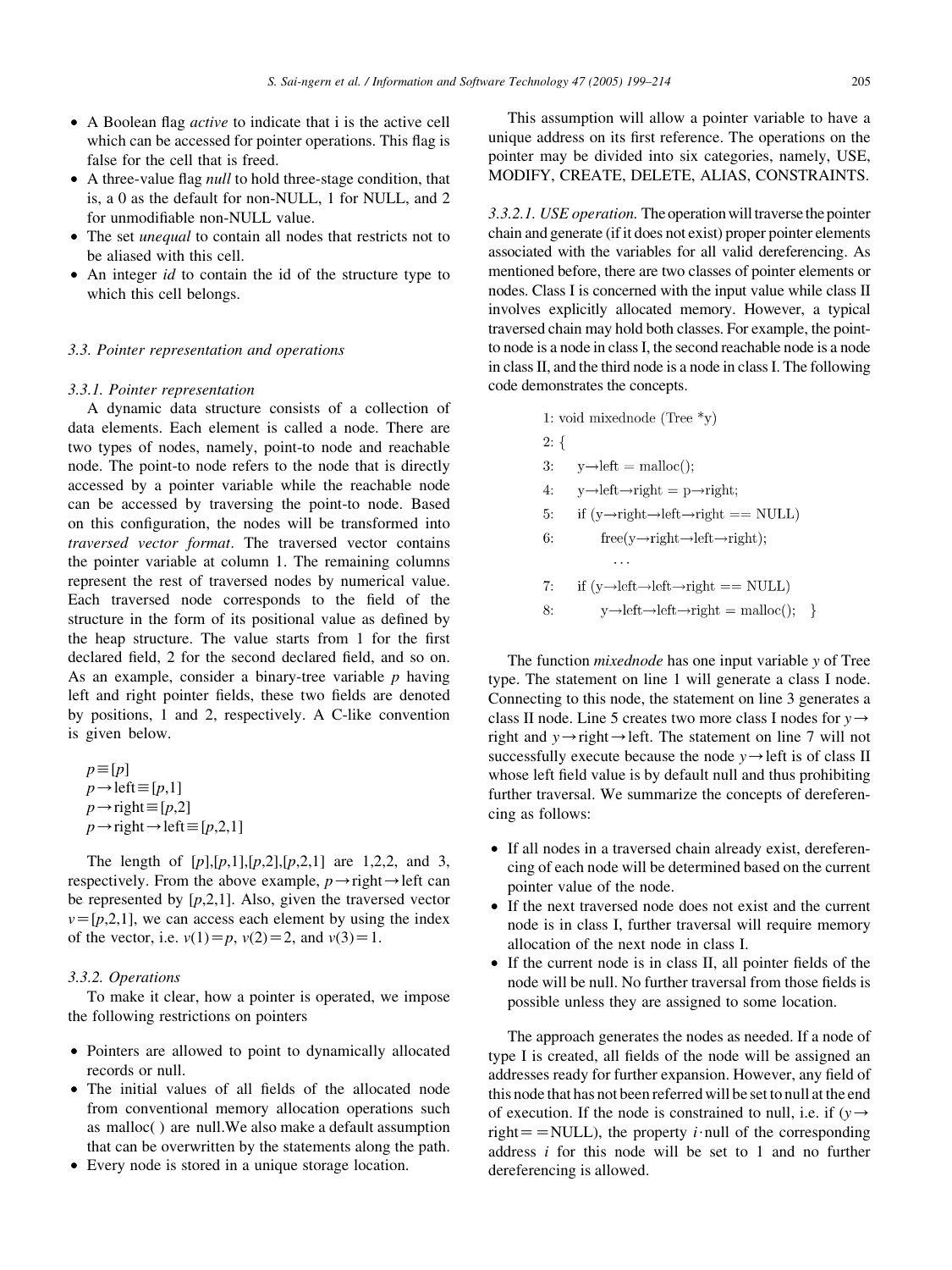- A Boolean flag *active* to indicate that i is the active cell which can be accessed for pointer operations. This flag is false for the cell that is freed.
- A three-value flag *null* to hold three-stage condition, that is, a 0 as the default for non-NULL, 1 for NULL, and 2 for unmodifiable non-NULL value.
- The set *unequal* to contain all nodes that restricts not to be aliased with this cell.
- An integer *id* to contain the id of the structure type to which this cell belongs.

### 3.3. Pointer representation and operations

#### 3.3.1. Pointer representation

A dynamic data structure consists of a collection of data elements. Each element is called a node. There are two types of nodes, namely, point-to node and reachable node. The point-to node refers to the node that is directly accessed by a pointer variable while the reachable node can be accessed by traversing the point-to node. Based on this configuration, the nodes will be transformed into *traversed vector format*. The traversed vector contains the pointer variable at column 1. The remaining columns represent the rest of traversed nodes by numerical value. Each traversed node corresponds to the field of the structure in the form of its positional value as defined by the heap structure. The value starts from 1 for the first declared field, 2 for the second declared field, and so on. As an example, consider a binary-tree variable $p$ having left and right pointer fields, these two fields are denoted by positions, 1 and 2, respectively. A C-like convention is given below.

$p \equiv [p]$
$p \rightarrow \text{left} \equiv [p,1]$
$p \rightarrow \text{right} \equiv [p,2]$
$p \rightarrow \text{right} \rightarrow \text{left} \equiv [p,2,1]$

The length of $[p]$,$[p,1]$,$[p,2]$,$[p,2,1]$ are 1,2,2, and 3, respectively. From the above example, $p \rightarrow \text{right} \rightarrow \text{left}$ can be represented by $[p,2,1]$. Also, given the traversed vector $v=[p,2,1]$, we can access each element by using the index of the vector, i.e. $v(1)=p$, $v(2)=2$, and $v(3)=1$.

#### 3.3.2. Operations

To make it clear, how a pointer is operated, we impose the following restrictions on pointers

- Pointers are allowed to point to dynamically allocated records or null.
- The initial values of all fields of the allocated node from conventional memory allocation operations such as malloc( ) are null.We also make a default assumption that can be overwritten by the statements along the path.
- Every node is stored in a unique storage location.

This assumption will allow a pointer variable to have a unique address on its first reference. The operations on the pointer may be divided into six categories, namely, USE, MODIFY, CREATE, DELETE, ALIAS, CONSTRAINTS.

*3.3.2.1. USE operation.* The operation will traverse the pointer chain and generate (if it does not exist) proper pointer elements associated with the variables for all valid dereferencing. As mentioned before, there are two classes of pointer elements or nodes. Class I is concerned with the input value while class II involves explicitly allocated memory. However, a typical traversed chain may hold both classes. For example, the point-to node is a node in class I, the second reachable node is a node in class II, and the third node is a node in class I. The following code demonstrates the concepts.

```
1: void mixednode (Tree *y)
2: {
3:     y→left = malloc();
4:     y→left→right = p→right;
5:     if (y→right→left→right == NULL)
6:         free(y→right→left→right);
           ...
7:     if (y→left→left→right == NULL)
8:         y→left→left→right = malloc();   }
```

The function *mixednode* has one input variable $y$ of Tree type. The statement on line 1 will generate a class I node. Connecting to this node, the statement on line 3 generates a class II node. Line 5 creates two more class I nodes for $y \rightarrow$ right and $y \rightarrow \text{right} \rightarrow \text{left}$. The statement on line 7 will not successfully execute because the node $y \rightarrow \text{left}$ is of class II whose left field value is by default null and thus prohibiting further traversal. We summarize the concepts of dereferencing as follows:

- If all nodes in a traversed chain already exist, dereferencing of each node will be determined based on the current pointer value of the node.
- If the next traversed node does not exist and the current node is in class I, further traversal will require memory allocation of the next node in class I.
- If the current node is in class II, all pointer fields of the node will be null. No further traversal from those fields is possible unless they are assigned to some location.

The approach generates the nodes as needed. If a node of type I is created, all fields of the node will be assigned an addresses ready for further expansion. However, any field of this node that has not been referred will be set to null at the end of execution. If the node is constrained to null, i.e. if ($y \rightarrow$ right$==$NULL), the property $i \cdot$null of the corresponding address $i$ for this node will be set to 1 and no further dereferencing is allowed.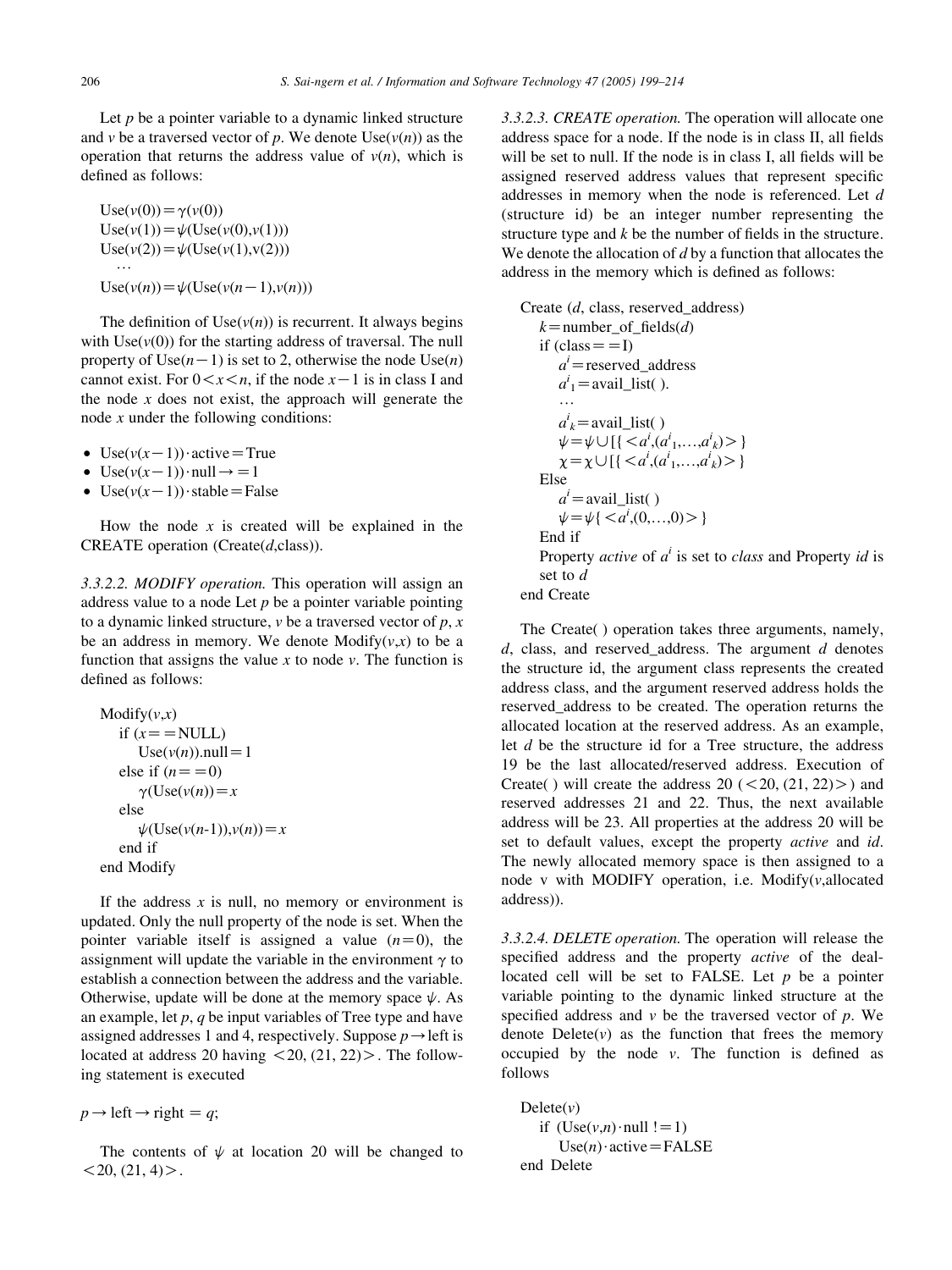Let $p$ be a pointer variable to a dynamic linked structure and $v$ be a traversed vector of $p$. We denote Use($v(n)$) as the operation that returns the address value of $v(n)$, which is defined as follows:

$$\text{Use}(v(0)) = \gamma(v(0))$$
$$\text{Use}(v(1)) = \psi(\text{Use}(v(0), v(1)))$$
$$\text{Use}(v(2)) = \psi(\text{Use}(v(1), v(2)))$$
$$\ldots$$
$$\text{Use}(v(n)) = \psi(\text{Use}(v(n-1), v(n)))$$

The definition of Use($v(n)$) is recurrent. It always begins with Use($v(0)$) for the starting address of traversal. The null property of Use($n-1$) is set to 2, otherwise the node Use($n$) cannot exist. For $0<x<n$, if the node $x-1$ is in class I and the node $x$ does not exist, the approach will generate the node $x$ under the following conditions:

- $\text{Use}(v(x-1))\cdot\text{active} = \text{True}$
- $\text{Use}(v(x-1))\cdot\text{null} \rightarrow = 1$
- $\text{Use}(v(x-1))\cdot\text{stable} = \text{False}$

How the node $x$ is created will be explained in the CREATE operation (Create($d$,class)).

*3.3.2.2. MODIFY operation.* This operation will assign an address value to a node Let $p$ be a pointer variable pointing to a dynamic linked structure, $v$ be a traversed vector of $p$, $x$ be an address in memory. We denote Modify($v$,$x$) to be a function that assigns the value $x$ to node $v$. The function is defined as follows:

```
Modify(v,x)
    if (x==NULL)
        Use(v(n)).null=1
    else if (n==0)
        γ(Use(v(n))=x
    else
        ψ(Use(v(n-1)),v(n))=x
    end if
end Modify
```

If the address $x$ is null, no memory or environment is updated. Only the null property of the node is set. When the pointer variable itself is assigned a value ($n=0$), the assignment will update the variable in the environment $\gamma$ to establish a connection between the address and the variable. Otherwise, update will be done at the memory space $\psi$. As an example, let $p$, $q$ be input variables of Tree type and have assigned addresses 1 and 4, respectively. Suppose $p\rightarrow$left is located at address 20 having $<20, (21, 22)>$. The following statement is executed

$p\rightarrow\text{left}\rightarrow\text{right} = q;$

The contents of $\psi$ at location 20 will be changed to $<20, (21, 4)>$.

*3.3.2.3. CREATE operation.* The operation will allocate one address space for a node. If the node is in class II, all fields will be set to null. If the node is in class I, all fields will be assigned reserved address values that represent specific addresses in memory when the node is referenced. Let $d$ (structure id) be an integer number representing the structure type and $k$ be the number of fields in the structure. We denote the allocation of $d$ by a function that allocates the address in the memory which is defined as follows:

```
Create (d, class, reserved_address)
    k=number_of_fields(d)
    if (class==I)
        a^i=reserved_address
        a^i_1=avail_list( ).
        …
        a^i_k=avail_list( )
        ψ=ψ∪[{<a^i,(a^i_1,…,a^i_k)>}
        χ=χ∪[{<a^i,(a^i_1,…,a^i_k)>}
    Else
        a^i=avail_list( )
        ψ=ψ{<a^i,(0,…,0)>}
    End if
    Property active of a^i is set to class and Property id is
    set to d
end Create
```

The Create( ) operation takes three arguments, namely, $d$, class, and reserved_address. The argument $d$ denotes the structure id, the argument class represents the created address class, and the argument reserved address holds the reserved_address to be created. The operation returns the allocated location at the reserved address. As an example, let $d$ be the structure id for a Tree structure, the address 19 be the last allocated/reserved address. Execution of Create( ) will create the address 20 ($<20, (21, 22)>$) and reserved addresses 21 and 22. Thus, the next available address will be 23. All properties at the address 20 will be set to default values, except the property *active* and *id*. The newly allocated memory space is then assigned to a node v with MODIFY operation, i.e. Modify($v$,allocated address)).

*3.3.2.4. DELETE operation.* The operation will release the specified address and the property *active* of the deallocated cell will be set to FALSE. Let $p$ be a pointer variable pointing to the dynamic linked structure at the specified address and $v$ be the traversed vector of $p$. We denote Delete($v$) as the function that frees the memory occupied by the node $v$. The function is defined as follows

```
Delete(v)
    if (Use(v,n)·null != 1)
        Use(n)·active=FALSE
end Delete
```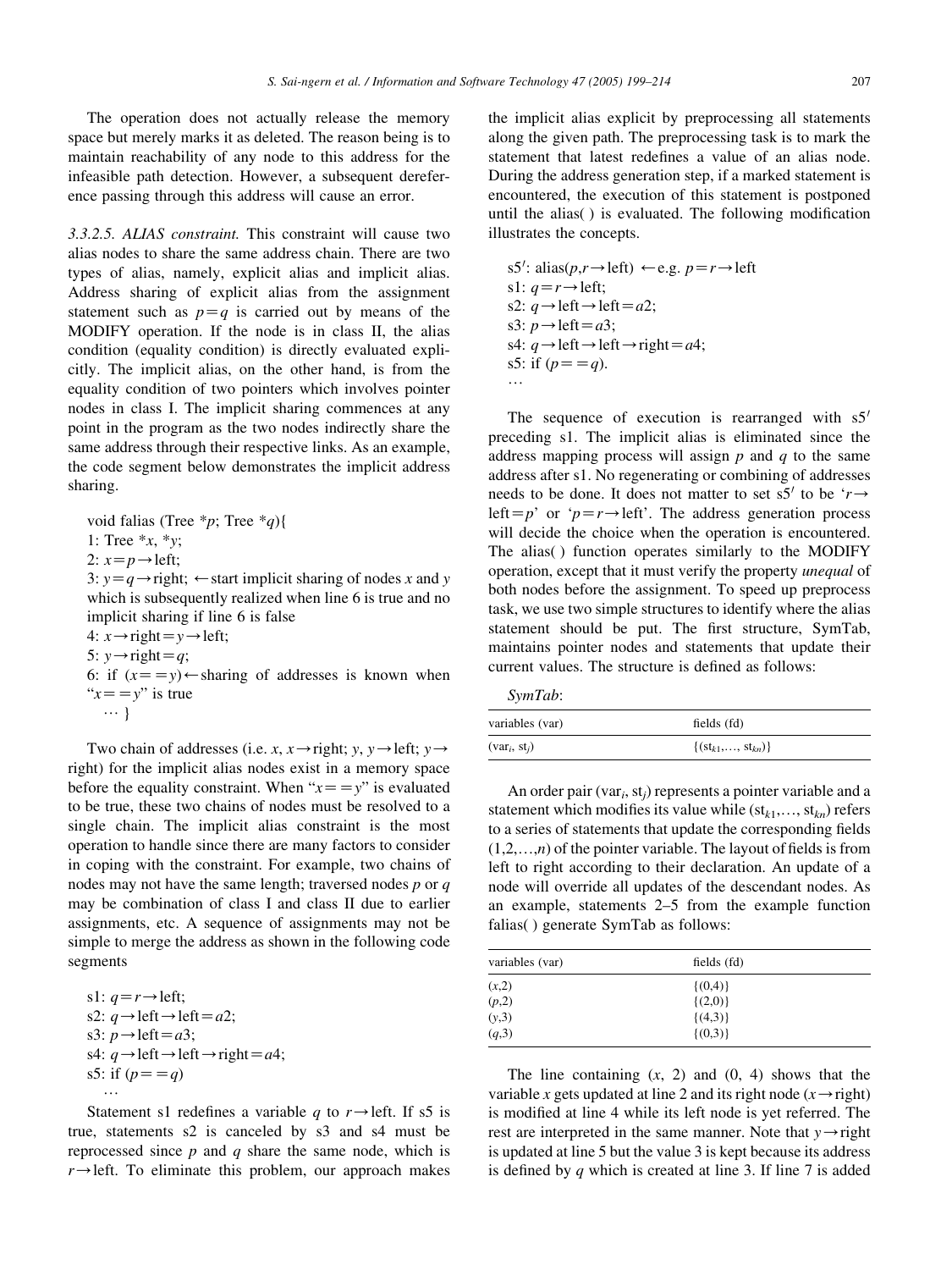The operation does not actually release the memory space but merely marks it as deleted. The reason being is to maintain reachability of any node to this address for the infeasible path detection. However, a subsequent dereference passing through this address will cause an error.

*3.3.2.5. ALIAS constraint.* This constraint will cause two alias nodes to share the same address chain. There are two types of alias, namely, explicit alias and implicit alias. Address sharing of explicit alias from the assignment statement such as $p=q$ is carried out by means of the MODIFY operation. If the node is in class II, the alias condition (equality condition) is directly evaluated explicitly. The implicit alias, on the other hand, is from the equality condition of two pointers which involves pointer nodes in class I. The implicit sharing commences at any point in the program as the two nodes indirectly share the same address through their respective links. As an example, the code segment below demonstrates the implicit address sharing.

```
void falias (Tree *p; Tree *q){
1: Tree *x, *y;
2: x=p→left;
3: y=q→right; ←start implicit sharing of nodes x and y
   which is subsequently realized when line 6 is true and no
   implicit sharing if line 6 is false
4: x→right=y→left;
5: y→right=q;
6: if (x==y)←sharing of addresses is known when
   "x==y" is true
   … }
```

Two chain of addresses (i.e. $x$, $x\rightarrow$right; $y$, $y\rightarrow$left; $y\rightarrow$right) for the implicit alias nodes exist in a memory space before the equality constraint. When "$x==y$" is evaluated to be true, these two chains of nodes must be resolved to a single chain. The implicit alias constraint is the most operation to handle since there are many factors to consider in coping with the constraint. For example, two chains of nodes may not have the same length; traversed nodes $p$ or $q$ may be combination of class I and class II due to earlier assignments, etc. A sequence of assignments may not be simple to merge the address as shown in the following code segments

```
s1: q=r→left;
s2: q→left→left=a2;
s3: p→left=a3;
s4: q→left→left→right=a4;
s5: if (p==q)
   …
```

Statement s1 redefines a variable $q$ to $r\rightarrow$left. If s5 is true, statements s2 is canceled by s3 and s4 must be reprocessed since $p$ and $q$ share the same node, which is $r\rightarrow$left. To eliminate this problem, our approach makes the implicit alias explicit by preprocessing all statements along the given path. The preprocessing task is to mark the statement that latest redefines a value of an alias node. During the address generation step, if a marked statement is encountered, the execution of this statement is postponed until the alias( ) is evaluated. The following modification illustrates the concepts.

```
s5′: alias(p,r→left) ←e.g. p=r→left
s1: q=r→left;
s2: q→left→left=a2;
s3: p→left=a3;
s4: q→left→left→right=a4;
s5: if (p==q).
…
```

The sequence of execution is rearranged with s5′ preceding s1. The implicit alias is eliminated since the address mapping process will assign $p$ and $q$ to the same address after s1. No regenerating or combining of addresses needs to be done. It does not matter to set s5′ to be '$r\rightarrow$left$=p$' or '$p=r\rightarrow$left'. The address generation process will decide the choice when the operation is encountered. The alias( ) function operates similarly to the MODIFY operation, except that it must verify the property *unequal* of both nodes before the assignment. To speed up preprocess task, we use two simple structures to identify where the alias statement should be put. The first structure, SymTab, maintains pointer nodes and statements that update their current values. The structure is defined as follows:

*SymTab*:

| variables (var) | fields (fd) |
|---|---|
| $(\text{var}_i, \text{st}_j)$ | $\{(\text{st}_{k1},\ldots, \text{st}_{kn})\}$ |

An order pair $(\text{var}_i, \text{st}_j)$ represents a pointer variable and a statement which modifies its value while $(\text{st}_{k1},\ldots, \text{st}_{kn})$ refers to a series of statements that update the corresponding fields $(1,2,\ldots,n)$ of the pointer variable. The layout of fields is from left to right according to their declaration. An update of a node will override all updates of the descendant nodes. As an example, statements 2–5 from the example function falias( ) generate SymTab as follows:

| variables (var) | fields (fd) |
|---|---|
| $(x,2)$ | $\{(0,4)\}$ |
| $(p,2)$ | $\{(2,0)\}$ |
| $(y,3)$ | $\{(4,3)\}$ |
| $(q,3)$ | $\{(0,3)\}$ |

The line containing $(x, 2)$ and $(0, 4)$ shows that the variable $x$ gets updated at line 2 and its right node ($x\rightarrow$right) is modified at line 4 while its left node is yet referred. The rest are interpreted in the same manner. Note that $y\rightarrow$right is updated at line 5 but the value 3 is kept because its address is defined by $q$ which is created at line 3. If line 7 is added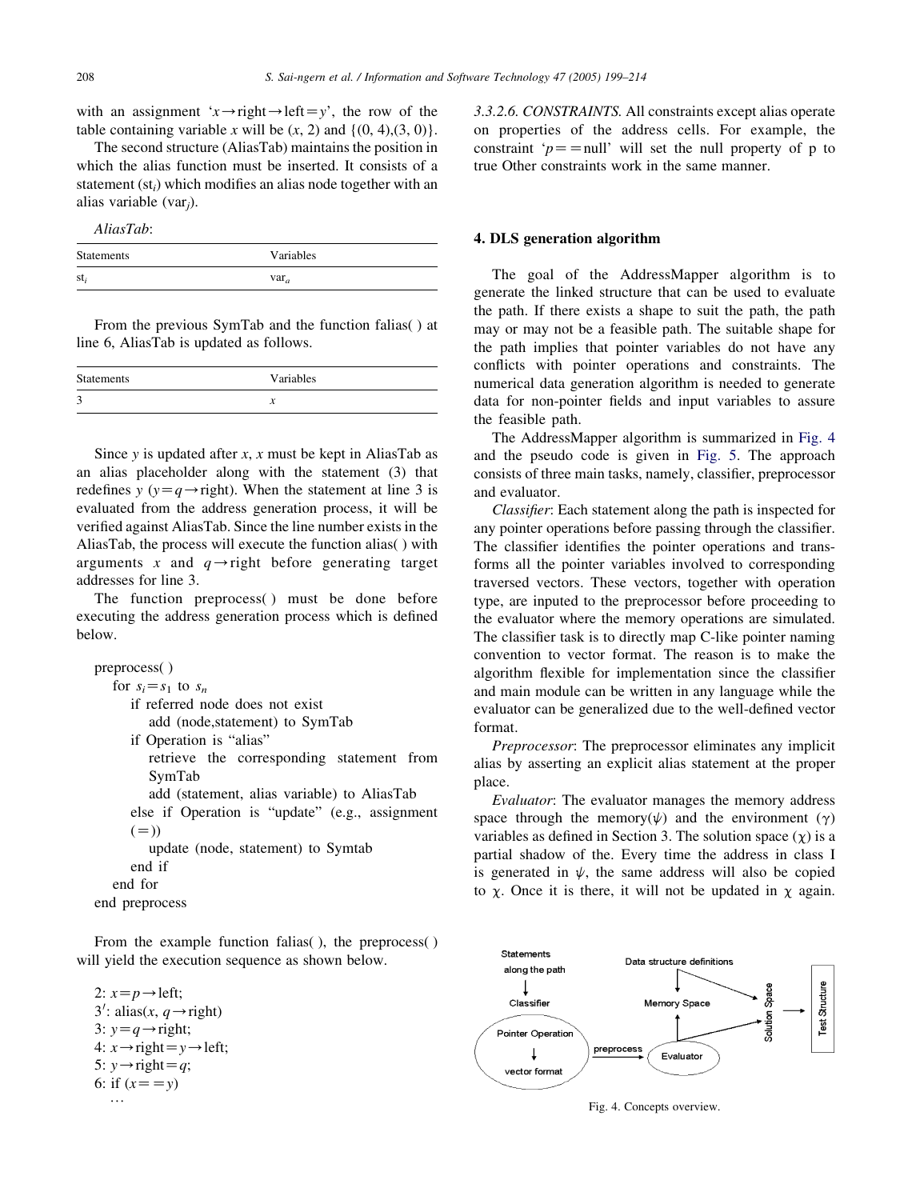with an assignment '$x \rightarrow \text{right} \rightarrow \text{left} = y$', the row of the table containing variable $x$ will be $(x, 2)$ and $\{(0, 4),(3, 0)\}$.

The second structure (AliasTab) maintains the position in which the alias function must be inserted. It consists of a statement ($st_i$) which modifies an alias node together with an alias variable ($var_j$).

*AliasTab*:

| Statements | Variables |
|---|---|
| $st_i$ | $var_a$ |

From the previous SymTab and the function falias( ) at line 6, AliasTab is updated as follows.

| Statements | Variables |
|---|---|
| 3 | $x$ |

Since $y$ is updated after $x$, $x$ must be kept in AliasTab as an alias placeholder along with the statement (3) that redefines $y$ ($y = q \rightarrow \text{right}$). When the statement at line 3 is evaluated from the address generation process, it will be verified against AliasTab. Since the line number exists in the AliasTab, the process will execute the function alias( ) with arguments $x$ and $q \rightarrow \text{right}$ before generating target addresses for line 3.

The function preprocess( ) must be done before executing the address generation process which is defined below.

```
preprocess( )
   for s_i = s_1 to s_n
      if referred node does not exist
         add (node,statement) to SymTab
      if Operation is "alias"
         retrieve the corresponding statement from
         SymTab
         add (statement, alias variable) to AliasTab
      else if Operation is "update" (e.g., assignment
      (=))
         update (node, statement) to Symtab
      end if
   end for
end preprocess
```

From the example function falias( ), the preprocess( ) will yield the execution sequence as shown below.

```
2: x = p→left;
3′: alias(x, q→right)
3: y = q→right;
4: x→right = y→left;
5: y→right = q;
6: if (x == y)
   …
```

3.3.2.6. *CONSTRAINTS*. All constraints except alias operate on properties of the address cells. For example, the constraint '$p == \text{null}$' will set the null property of p to true Other constraints work in the same manner.

## 4. DLS generation algorithm

The goal of the AddressMapper algorithm is to generate the linked structure that can be used to evaluate the path. If there exists a shape to suit the path, the path may or may not be a feasible path. The suitable shape for the path implies that pointer variables do not have any conflicts with pointer operations and constraints. The numerical data generation algorithm is needed to generate data for non-pointer fields and input variables to assure the feasible path.

The AddressMapper algorithm is summarized in Fig. 4 and the pseudo code is given in Fig. 5. The approach consists of three main tasks, namely, classifier, preprocessor and evaluator.

*Classifier*: Each statement along the path is inspected for any pointer operations before passing through the classifier. The classifier identifies the pointer operations and transforms all the pointer variables involved to corresponding traversed vectors. These vectors, together with operation type, are inputed to the preprocessor before proceeding to the evaluator where the memory operations are simulated. The classifier task is to directly map C-like pointer naming convention to vector format. The reason is to make the algorithm flexible for implementation since the classifier and main module can be written in any language while the evaluator can be generalized due to the well-defined vector format.

*Preprocessor*: The preprocessor eliminates any implicit alias by asserting an explicit alias statement at the proper place.

*Evaluator*: The evaluator manages the memory address space through the memory($\psi$) and the environment ($\gamma$) variables as defined in Section 3. The solution space ($\chi$) is a partial shadow of the. Every time the address in class I is generated in $\psi$, the same address will also be copied to $\chi$. Once it is there, it will not be updated in $\chi$ again.

Fig. 4. Concepts overview.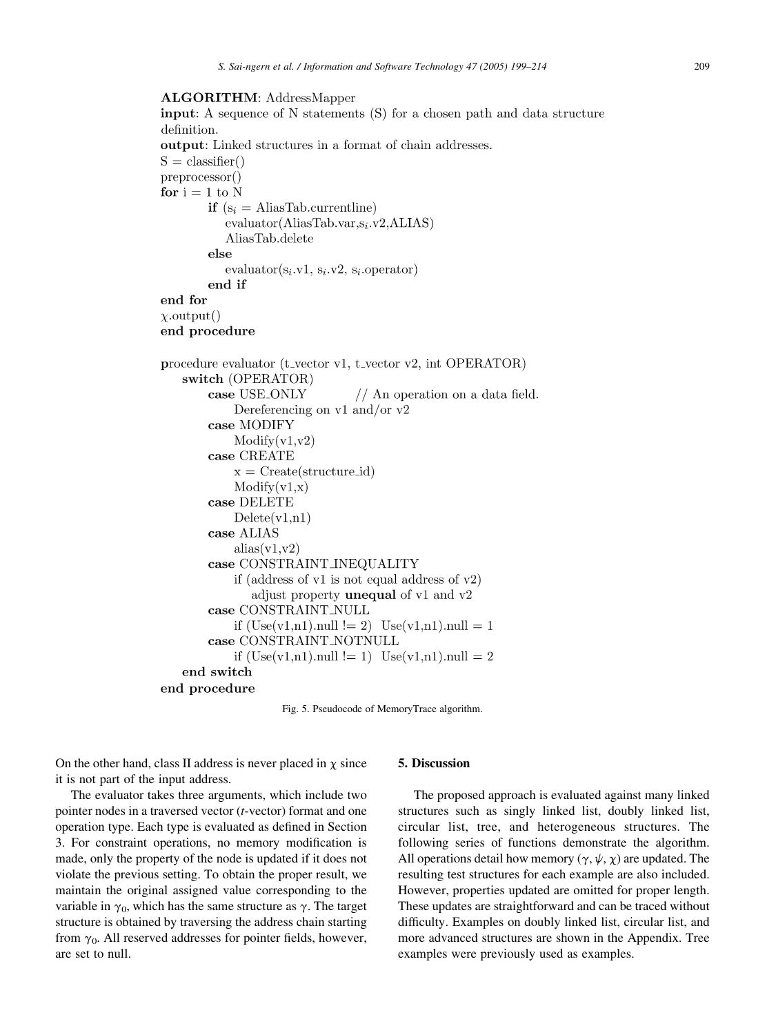```
ALGORITHM: AddressMapper
input: A sequence of N statements (S) for a chosen path and data structure
definition.
output: Linked structures in a format of chain addresses.
S = classifier()
preprocessor()
for i = 1 to N
        if (s_i = AliasTab.currentline)
            evaluator(AliasTab.var,s_i.v2,ALIAS)
            AliasTab.delete
        else
            evaluator(s_i.v1, s_i.v2, s_i.operator)
        end if
end for
χ.output()
end procedure

procedure evaluator (t_vector v1, t_vector v2, int OPERATOR)
    switch (OPERATOR)
        case USE_ONLY            // An operation on a data field.
            Dereferencing on v1 and/or v2
        case MODIFY
            Modify(v1,v2)
        case CREATE
            x = Create(structure_id)
            Modify(v1,x)
        case DELETE
            Delete(v1,n1)
        case ALIAS
            alias(v1,v2)
        case CONSTRAINT_INEQUALITY
            if (address of v1 is not equal address of v2)
                adjust property unequal of v1 and v2
        case CONSTRAINT_NULL
            if (Use(v1,n1).null != 2)  Use(v1,n1).null = 1
        case CONSTRAINT_NOTNULL
            if (Use(v1,n1).null != 1)  Use(v1,n1).null = 2
    end switch
end procedure
```

Fig. 5. Pseudocode of MemoryTrace algorithm.

On the other hand, class II address is never placed in $\chi$ since it is not part of the input address.

The evaluator takes three arguments, which include two pointer nodes in a traversed vector (*t*-vector) format and one operation type. Each type is evaluated as defined in Section 3. For constraint operations, no memory modification is made, only the property of the node is updated if it does not violate the previous setting. To obtain the proper result, we maintain the original assigned value corresponding to the variable in $\gamma_0$, which has the same structure as $\gamma$. The target structure is obtained by traversing the address chain starting from $\gamma_0$. All reserved addresses for pointer fields, however, are set to null.

## 5. Discussion

The proposed approach is evaluated against many linked structures such as singly linked list, doubly linked list, circular list, tree, and heterogeneous structures. The following series of functions demonstrate the algorithm. All operations detail how memory ($\gamma$, $\psi$, $\chi$) are updated. The resulting test structures for each example are also included. However, properties updated are omitted for proper length. These updates are straightforward and can be traced without difficulty. Examples on doubly linked list, circular list, and more advanced structures are shown in the Appendix. Tree examples were previously used as examples.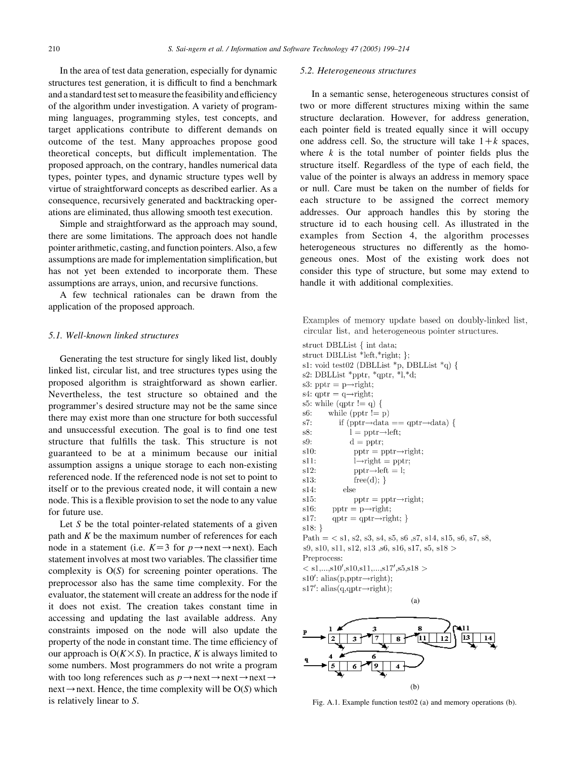In the area of test data generation, especially for dynamic structures test generation, it is difficult to find a benchmark and a standard test set to measure the feasibility and efficiency of the algorithm under investigation. A variety of programming languages, programming styles, test concepts, and target applications contribute to different demands on outcome of the test. Many approaches propose good theoretical concepts, but difficult implementation. The proposed approach, on the contrary, handles numerical data types, pointer types, and dynamic structure types well by virtue of straightforward concepts as described earlier. As a consequence, recursively generated and backtracking operations are eliminated, thus allowing smooth test execution.

Simple and straightforward as the approach may sound, there are some limitations. The approach does not handle pointer arithmetic, casting, and function pointers. Also, a few assumptions are made for implementation simplification, but has not yet been extended to incorporate them. These assumptions are arrays, union, and recursive functions.

A few technical rationales can be drawn from the application of the proposed approach.

### 5.1. Well-known linked structures

Generating the test structure for singly liked list, doubly linked list, circular list, and tree structures types using the proposed algorithm is straightforward as shown earlier. Nevertheless, the test structure so obtained and the programmer's desired structure may not be the same since there may exist more than one structure for both successful and unsuccessful execution. The goal is to find one test structure that fulfills the task. This structure is not guaranteed to be at a minimum because our initial assumption assigns a unique storage to each non-existing referenced node. If the referenced node is not set to point to itself or to the previous created node, it will contain a new node. This is a flexible provision to set the node to any value for future use.

Let $S$ be the total pointer-related statements of a given path and $K$ be the maximum number of references for each node in a statement (i.e. $K=3$ for $p \rightarrow \text{next} \rightarrow \text{next}$). Each statement involves at most two variables. The classifier time complexity is $O(S)$ for screening pointer operations. The preprocessor also has the same time complexity. For the evaluator, the statement will create an address for the node if it does not exist. The creation takes constant time in accessing and updating the last available address. Any constraints imposed on the node will also update the property of the node in constant time. The time efficiency of our approach is $O(K \times S)$. In practice, $K$ is always limited to some numbers. Most programmers do not write a program with too long references such as $p \rightarrow \text{next} \rightarrow \text{next} \rightarrow \text{next} \rightarrow \text{next} \rightarrow \text{next}$. Hence, the time complexity will be $O(S)$ which is relatively linear to $S$.

### 5.2. Heterogeneous structures

In a semantic sense, heterogeneous structures consist of two or more different structures mixing within the same structure declaration. However, for address generation, each pointer field is treated equally since it will occupy one address cell. So, the structure will take $1+k$ spaces, where $k$ is the total number of pointer fields plus the structure itself. Regardless of the type of each field, the value of the pointer is always an address in memory space or null. Care must be taken on the number of fields for each structure to be assigned the correct memory addresses. Our approach handles this by storing the structure id to each housing cell. As illustrated in the examples from Section 4, the algorithm processes heterogeneous structures no differently as the homogeneous ones. Most of the existing work does not consider this type of structure, but some may extend to handle it with additional complexities.

Examples of memory update based on doubly-linked list, circular list, and heterogeneous pointer structures.

```
struct DBLList { int data;
struct DBLList *left,*right; };
s1: void test02 (DBLList *p, DBLList *q) {
s2: DBLList *pptr, *qptr, *l,*d;
s3: pptr = p→right;
s4: qptr = q→right;
s5: while (qptr != q) {
s6:     while (pptr != p)
s7:         if (pptr→data == qptr→data) {
s8:             l = pptr→left;
s9:             d = pptr;
s10:            pptr = pptr→right;
s11:            l→right = pptr;
s12:            pptr→left = l;
s13:            free(d); }
s14:        else
s15:            pptr = pptr→right;
s16:    pptr = p→right;
s17:    qptr = qptr→right; }
s18: }
Path = < s1, s2, s3, s4, s5, s6 ,s7, s14, s15, s6, s7, s8,
s9, s10, s11, s12, s13 ,s6, s16, s17, s5, s18 >
Preprocess:
< s1,...,s10',s10,s11,...,s17',s5,s18 >
s10': alias(p,pptr→right);
s17': alias(q,qptr→right);
```

(a)

(b)

Fig. A.1. Example function test02 (a) and memory operations (b).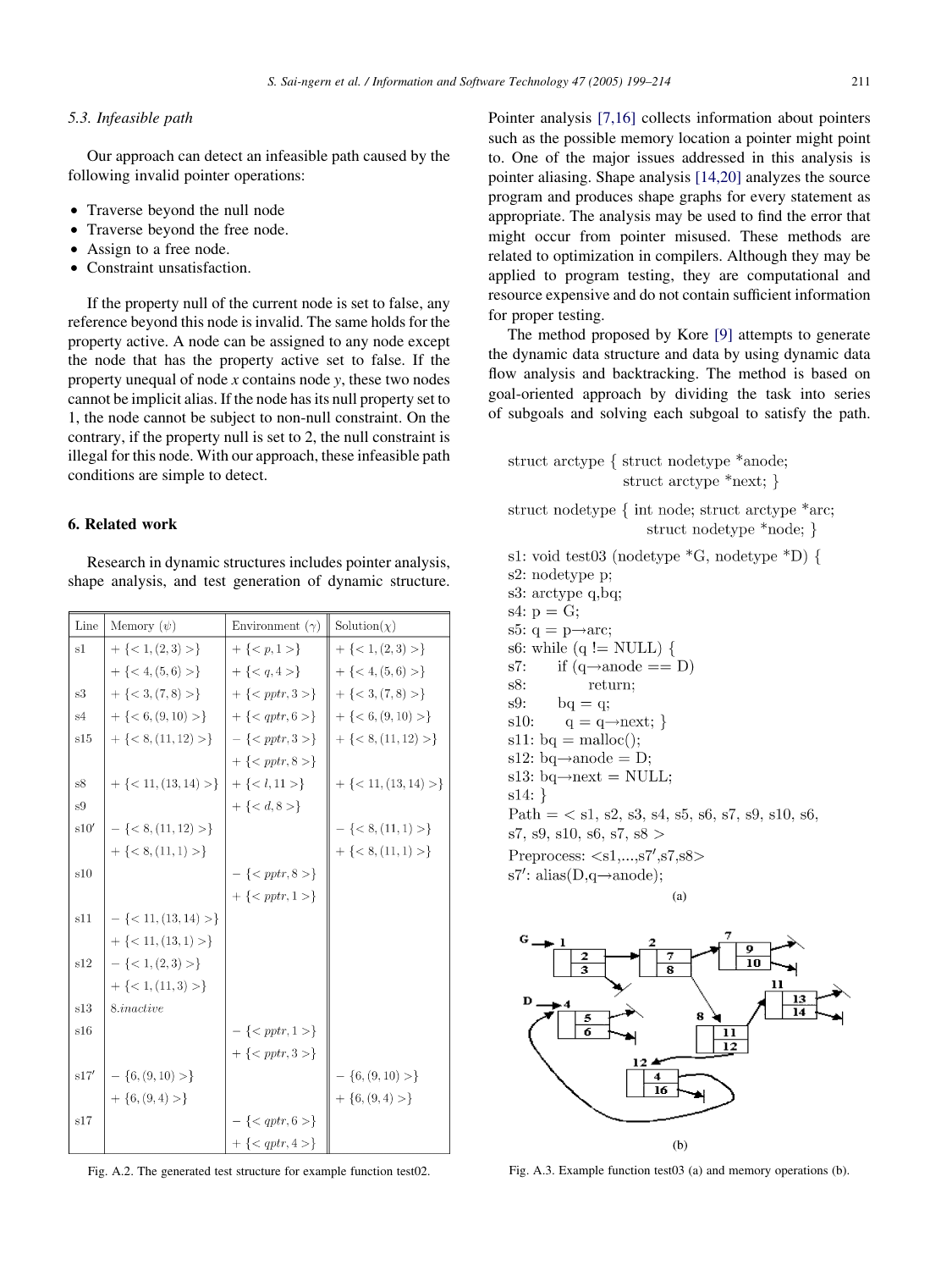### 5.3. Infeasible path

Our approach can detect an infeasible path caused by the following invalid pointer operations:

- Traverse beyond the null node
- Traverse beyond the free node.
- Assign to a free node.
- Constraint unsatisfaction.

If the property null of the current node is set to false, any reference beyond this node is invalid. The same holds for the property active. A node can be assigned to any node except the node that has the property active set to false. If the property unequal of node *x* contains node *y*, these two nodes cannot be implicit alias. If the node has its null property set to 1, the node cannot be subject to non-null constraint. On the contrary, if the property null is set to 2, the null constraint is illegal for this node. With our approach, these infeasible path conditions are simple to detect.

## 6. Related work

Research in dynamic structures includes pointer analysis, shape analysis, and test generation of dynamic structure.

| Line | Memory ($\psi$) | Environment ($\gamma$) | Solution($\chi$) |
|---|---|---|---|
| s1 | $+\{<1,(2,3)>\}$ | $+\{<p,1>\}$ | $+\{<1,(2,3)>\}$ |
| | $+\{<4,(5,6)>\}$ | $+\{<q,4>\}$ | $+\{<4,(5,6)>\}$ |
| s3 | $+\{<3,(7,8)>\}$ | $+\{<pptr,3>\}$ | $+\{<3,(7,8)>\}$ |
| s4 | $+\{<6,(9,10)>\}$ | $+\{<qptr,6>\}$ | $+\{<6,(9,10)>\}$ |
| s15 | $+\{<8,(11,12)>\}$ | $-\{<pptr,3>\}$ | $+\{<8,(11,12)>\}$ |
| | | $+\{<pptr,8>\}$ | |
| s8 | $+\{<11,(13,14)>\}$ | $+\{<l,11>\}$ | $+\{<11,(13,14)>\}$ |
| s9 | | $+\{<d,8>\}$ | |
| s10′ | $-\{<8,(11,12)>\}$ | | $-\{<8,(11,1)>\}$ |
| | $+\{<8,(11,1)>\}$ | | $+\{<8,(11,1)>\}$ |
| s10 | | $-\{<pptr,8>\}$ | |
| | | $+\{<pptr,1>\}$ | |
| s11 | $-\{<11,(13,14)>\}$ | | |
| | $+\{<11,(13,1)>\}$ | | |
| s12 | $-\{<1,(2,3)>\}$ | | |
| | $+\{<1,(11,3)>\}$ | | |
| s13 | 8.*inactive* | | |
| s16 | | $-\{<pptr,1>\}$ | |
| | | $+\{<pptr,3>\}$ | |
| s17′ | $-\{6,(9,10)>\}$ | | $-\{6,(9,10)>\}$ |
| | $+\{6,(9,4)>\}$ | | $+\{6,(9,4)>\}$ |
| s17 | | $-\{<qptr,6>\}$ | |
| | | $+\{<qptr,4>\}$ | |

Fig. A.2. The generated test structure for example function test02.

Pointer analysis [7,16] collects information about pointers such as the possible memory location a pointer might point to. One of the major issues addressed in this analysis is pointer aliasing. Shape analysis [14,20] analyzes the source program and produces shape graphs for every statement as appropriate. The analysis may be used to find the error that might occur from pointer misused. These methods are related to optimization in compilers. Although they may be applied to program testing, they are computational and resource expensive and do not contain sufficient information for proper testing.

The method proposed by Kore [9] attempts to generate the dynamic data structure and data by using dynamic data flow analysis and backtracking. The method is based on goal-oriented approach by dividing the task into series of subgoals and solving each subgoal to satisfy the path.

```
struct arctype { struct nodetype *anode;
                 struct arctype *next; }

struct nodetype { int node; struct arctype *arc;
                  struct nodetype *node; }

s1: void test03 (nodetype *G, nodetype *D) {
s2: nodetype p;
s3: arctype q,bq;
s4: p = G;
s5: q = p→arc;
s6: while (q != NULL) {
s7:     if (q→anode == D)
s8:         return;
s9:     bq = q;
s10:    q = q→next; }
s11: bq = malloc();
s12: bq→anode = D;
s13: bq→next = NULL;
s14: }
Path = < s1, s2, s3, s4, s5, s6, s7, s9, s10, s6,
s7, s9, s10, s6, s7, s8 >
Preprocess: <s1,...,s7′,s7,s8>
s7′: alias(D,q→anode);
```

(a)

(b)

Fig. A.3. Example function test03 (a) and memory operations (b).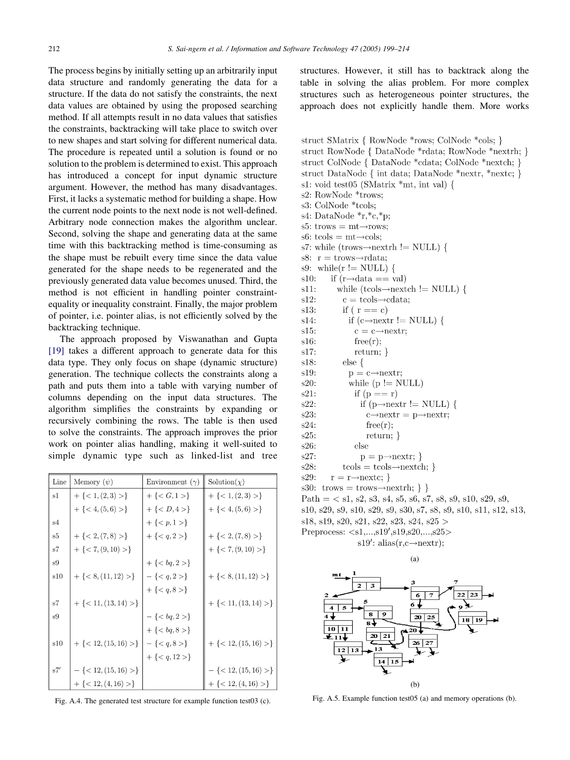The process begins by initially setting up an arbitrarily input data structure and randomly generating the data for a structure. If the data do not satisfy the constraints, the next data values are obtained by using the proposed searching method. If all attempts result in no data values that satisfies the constraints, backtracking will take place to switch over to new shapes and start solving for different numerical data. The procedure is repeated until a solution is found or no solution to the problem is determined to exist. This approach has introduced a concept for input dynamic structure argument. However, the method has many disadvantages. First, it lacks a systematic method for building a shape. How the current node points to the next node is not well-defined. Arbitrary node connection makes the algorithm unclear. Second, solving the shape and generating data at the same time with this backtracking method is time-consuming as the shape must be rebuilt every time since the data value generated for the shape needs to be regenerated and the previously generated data value becomes unused. Third, the method is not efficient in handling pointer constraint-equality or inequality constraint. Finally, the major problem of pointer, i.e. pointer alias, is not efficiently solved by the backtracking technique.

The approach proposed by Viswanathan and Gupta [19] takes a different approach to generate data for this data type. They only focus on shape (dynamic structure) generation. The technique collects the constraints along a path and puts them into a table with varying number of columns depending on the input data structures. The algorithm simplifies the constraints by expanding or recursively combining the rows. The table is then used to solve the constraints. The approach improves the prior work on pointer alias handling, making it well-suited to simple dynamic type such as linked-list and tree structures. However, it still has to backtrack along the table in solving the alias problem. For more complex structures such as heterogeneous pointer structures, the approach does not explicitly handle them. More works

| Line | Memory ($\psi$) | Environment ($\gamma$) | Solution($\chi$) |
|---|---|---|---|
| s1 | $+\{<1,(2,3)>\}$ | $+\{<G,1>\}$ | $+\{<1,(2,3)>\}$ |
| | $+\{<4,(5,6)>\}$ | $+\{<D,4>\}$ | $+\{<4,(5,6)>\}$ |
| s4 | | $+\{<p,1>\}$ | |
| s5 | $+\{<2,(7,8)>\}$ | $+\{<q,2>\}$ | $+\{<2,(7,8)>\}$ |
| s7 | $+\{<7,(9,10)>\}$ | | $+\{<7,(9,10)>\}$ |
| s9 | | $+\{<bq,2>\}$ | |
| s10 | $+\{<8,(11,12)>\}$ | $-\{<q,2>\}$ | $+\{<8,(11,12)>\}$ |
| | | $+\{<q,8>\}$ | |
| s7 | $+\{<11,(13,14)>\}$ | | $+\{<11,(13,14)>\}$ |
| s9 | | $-\{<bq,2>\}$ | |
| | | $+\{<bq,8>\}$ | |
| s10 | $+\{<12,(15,16)>\}$ | $-\{<q,8>\}$ | $+\{<12,(15,16)>\}$ |
| | | $+\{<q,12>\}$ | |
| s7′ | $-\{<12,(15,16)>\}$ | | $-\{<12,(15,16)>\}$ |
| | $+\{<12,(4,16)>\}$ | | $+\{<12,(4,16)>\}$ |

Fig. A.4. The generated test structure for example function test03 (c).

```
struct SMatrix { RowNode *rows; ColNode *cols; }
struct RowNode { DataNode *rdata; RowNode *nextrh; }
struct ColNode { DataNode *cdata; ColNode *nextch; }
struct DataNode { int data; DataNode *nextr, *nextc; }
s1: void test05 (SMatrix *mt, int val) {
s2: RowNode *trows;
s3: ColNode *tcols;
s4: DataNode *r,*c,*p;
s5: trows = mt→rows;
s6: tcols = mt→cols;
s7: while (trows→nextrh != NULL) {
s8:  r = trows→rdata;
s9:  while(r != NULL) {
s10:    if (r→data == val)
s11:      while (tcols→nextch != NULL) {
s12:        c = tcols→cdata;
s13:        if ( r == c)
s14:          if (c→nextr != NULL) {
s15:            c = c→nextr;
s16:            free(r);
s17:            return; }
s18:        else {
s19:          p = c→nextr;
s20:          while (p != NULL)
s21:            if (p == r)
s22:              if (p→nextr != NULL) {
s23:                c→nextr = p→nextr;
s24:                free(r);
s25:                return; }
s26:            else
s27:              p = p→nextr; }
s28:        tcols = tcols→nextch; }
s29:    r = r→nextc; }
s30: trows = trows→nextrh; } }
Path = < s1, s2, s3, s4, s5, s6, s7, s8, s9, s10, s29, s9,
s10, s29, s9, s10, s29, s9, s30, s7, s8, s9, s10, s11, s12, s13,
s18, s19, s20, s21, s22, s23, s24, s25 >
Preprocess: <s1,...,s19′,s19,s20,...,s25>
            s19′: alias(r,c→nextr);
```

(a)

(b)

Fig. A.5. Example function test05 (a) and memory operations (b).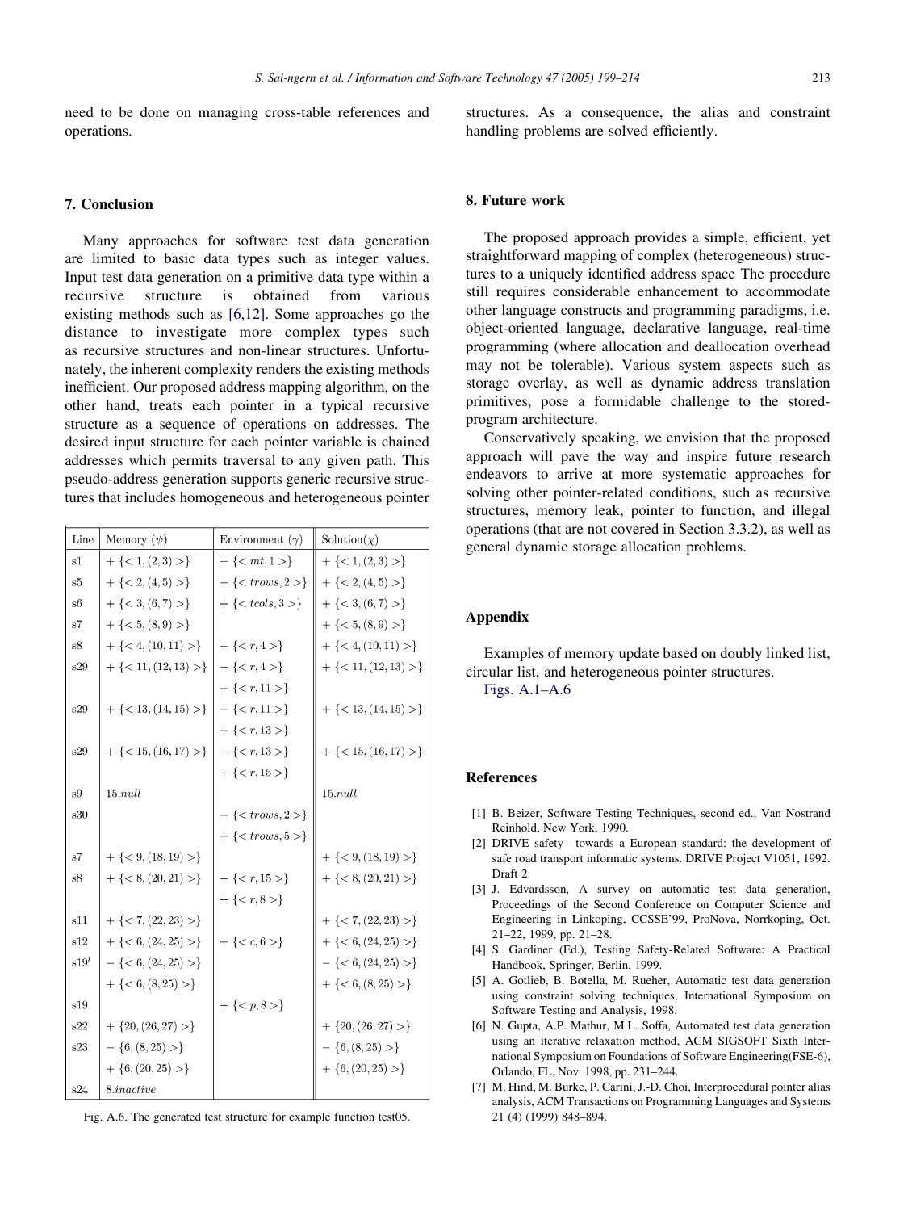need to be done on managing cross-table references and operations.

## 7. Conclusion

Many approaches for software test data generation are limited to basic data types such as integer values. Input test data generation on a primitive data type within a recursive structure is obtained from various existing methods such as [6,12]. Some approaches go the distance to investigate more complex types such as recursive structures and non-linear structures. Unfortunately, the inherent complexity renders the existing methods inefficient. Our proposed address mapping algorithm, on the other hand, treats each pointer in a typical recursive structure as a sequence of operations on addresses. The desired input structure for each pointer variable is chained addresses which permits traversal to any given path. This pseudo-address generation supports generic recursive structures that includes homogeneous and heterogeneous pointer structures. As a consequence, the alias and constraint handling problems are solved efficiently.

| Line | Memory ($\psi$) | Environment ($\gamma$) | Solution($\chi$) |
|---|---|---|---|
| s1 | $+\{<1,(2,3)>\}$ | $+\{<mt,1>\}$ | $+\{<1,(2,3)>\}$ |
| s5 | $+\{<2,(4,5)>\}$ | $+\{<trows,2>\}$ | $+\{<2,(4,5)>\}$ |
| s6 | $+\{<3,(6,7)>\}$ | $+\{<tcols,3>\}$ | $+\{<3,(6,7)>\}$ |
| s7 | $+\{<5,(8,9)>\}$ | | $+\{<5,(8,9)>\}$ |
| s8 | $+\{<4,(10,11)>\}$ | $+\{<r,4>\}$ | $+\{<4,(10,11)>\}$ |
| s29 | $+\{<11,(12,13)>\}$ | $-\{<r,4>\}$ | $+\{<11,(12,13)>\}$ |
| | | $+\{<r,11>\}$ | |
| s29 | $+\{<13,(14,15)>\}$ | $-\{<r,11>\}$ | $+\{<13,(14,15)>\}$ |
| | | $+\{<r,13>\}$ | |
| s29 | $+\{<15,(16,17)>\}$ | $-\{<r,13>\}$ | $+\{<15,(16,17)>\}$ |
| | | $+\{<r,15>\}$ | |
| s9 | $15.null$ | | $15.null$ |
| s30 | | $-\{<trows,2>\}$ | |
| | | $+\{<trows,5>\}$ | |
| s7 | $+\{<9,(18,19)>\}$ | | $+\{<9,(18,19)>\}$ |
| s8 | $+\{<8,(20,21)>\}$ | $-\{<r,15>\}$ | $+\{<8,(20,21)>\}$ |
| | | $+\{<r,8>\}$ | |
| s11 | $+\{<7,(22,23)>\}$ | | $+\{<7,(22,23)>\}$ |
| s12 | $+\{<6,(24,25)>\}$ | $+\{<c,6>\}$ | $+\{<6,(24,25)>\}$ |
| s19′ | $-\{<6,(24,25)>\}$ | | $-\{<6,(24,25)>\}$ |
| | $+\{<6,(8,25)>\}$ | | $+\{<6,(8,25)>\}$ |
| s19 | | $+\{<p,8>\}$ | |
| s22 | $+\{20,(26,27)>\}$ | | $+\{20,(26,27)>\}$ |
| s23 | $-\{6,(8,25)>\}$ | | $-\{6,(8,25)>\}$ |
| | $+\{6,(20,25)>\}$ | | $+\{6,(20,25)>\}$ |
| s24 | $8.inactive$ | | |

Fig. A.6. The generated test structure for example function test05.

## 8. Future work

The proposed approach provides a simple, efficient, yet straightforward mapping of complex (heterogeneous) structures to a uniquely identified address space The procedure still requires considerable enhancement to accommodate other language constructs and programming paradigms, i.e. object-oriented language, declarative language, real-time programming (where allocation and deallocation overhead may not be tolerable). Various system aspects such as storage overlay, as well as dynamic address translation primitives, pose a formidable challenge to the stored-program architecture.

Conservatively speaking, we envision that the proposed approach will pave the way and inspire future research endeavors to arrive at more systematic approaches for solving other pointer-related conditions, such as recursive structures, memory leak, pointer to function, and illegal operations (that are not covered in Section 3.3.2), as well as general dynamic storage allocation problems.

## Appendix

Examples of memory update based on doubly linked list, circular list, and heterogeneous pointer structures.
Figs. A.1–A.6

## References

[1] B. Beizer, Software Testing Techniques, second ed., Van Nostrand Reinhold, New York, 1990.

[2] DRIVE safety—towards a European standard: the development of safe road transport informatic systems. DRIVE Project V1051, 1992. Draft 2.

[3] J. Edvardsson, A survey on automatic test data generation, Proceedings of the Second Conference on Computer Science and Engineering in Linkoping, CCSSE'99, ProNova, Norrkoping, Oct. 21–22, 1999, pp. 21–28.

[4] S. Gardiner (Ed.), Testing Safety-Related Software: A Practical Handbook, Springer, Berlin, 1999.

[5] A. Gotlieb, B. Botella, M. Rueher, Automatic test data generation using constraint solving techniques, International Symposium on Software Testing and Analysis, 1998.

[6] N. Gupta, A.P. Mathur, M.L. Soffa, Automated test data generation using an iterative relaxation method, ACM SIGSOFT Sixth International Symposium on Foundations of Software Engineering(FSE-6), Orlando, FL, Nov. 1998, pp. 231–244.

[7] M. Hind, M. Burke, P. Carini, J.-D. Choi, Interprocedural pointer alias analysis, ACM Transactions on Programming Languages and Systems 21 (4) (1999) 848–894.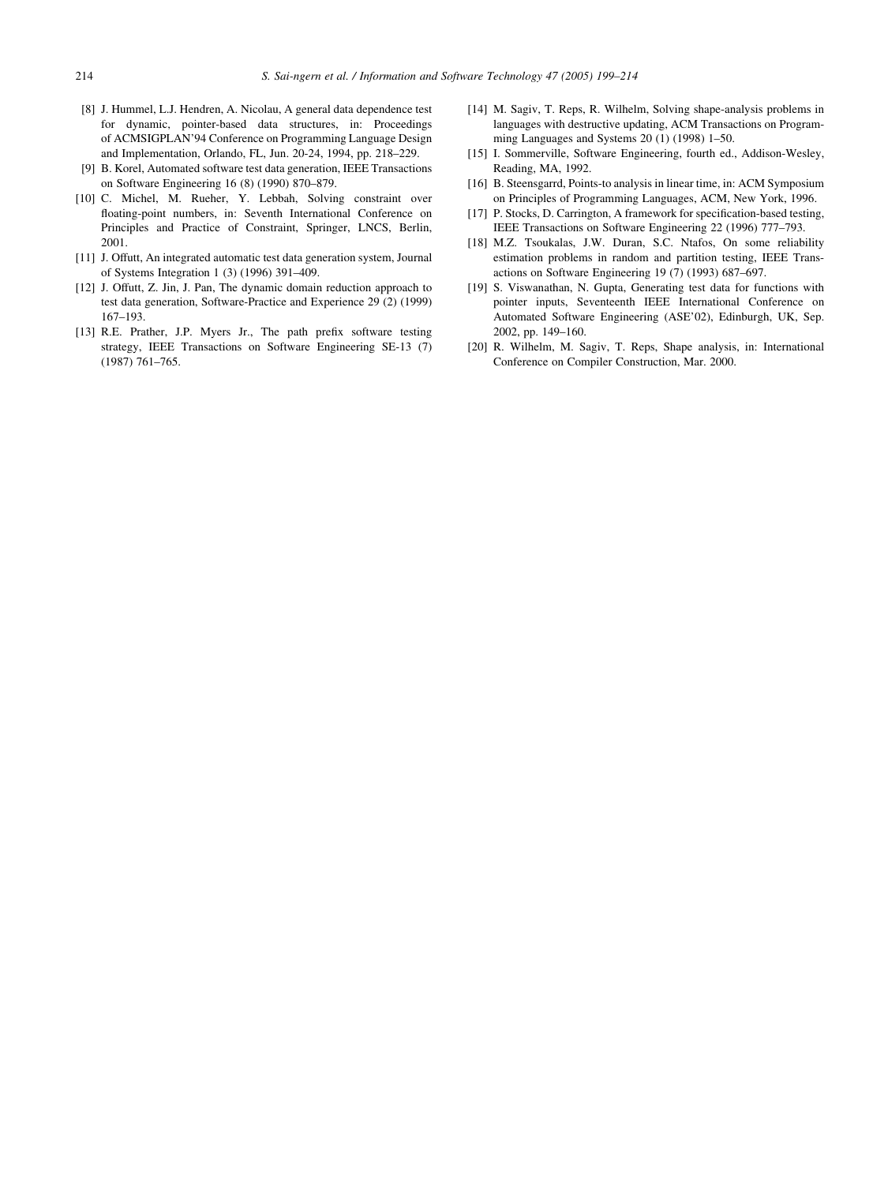[8] J. Hummel, L.J. Hendren, A. Nicolau, A general data dependence test for dynamic, pointer-based data structures, in: Proceedings of ACMSIGPLAN'94 Conference on Programming Language Design and Implementation, Orlando, FL, Jun. 20-24, 1994, pp. 218–229.

[9] B. Korel, Automated software test data generation, IEEE Transactions on Software Engineering 16 (8) (1990) 870–879.

[10] C. Michel, M. Rueher, Y. Lebbah, Solving constraint over floating-point numbers, in: Seventh International Conference on Principles and Practice of Constraint, Springer, LNCS, Berlin, 2001.

[11] J. Offutt, An integrated automatic test data generation system, Journal of Systems Integration 1 (3) (1996) 391–409.

[12] J. Offutt, Z. Jin, J. Pan, The dynamic domain reduction approach to test data generation, Software-Practice and Experience 29 (2) (1999) 167–193.

[13] R.E. Prather, J.P. Myers Jr., The path prefix software testing strategy, IEEE Transactions on Software Engineering SE-13 (7) (1987) 761–765.

[14] M. Sagiv, T. Reps, R. Wilhelm, Solving shape-analysis problems in languages with destructive updating, ACM Transactions on Programming Languages and Systems 20 (1) (1998) 1–50.

[15] I. Sommerville, Software Engineering, fourth ed., Addison-Wesley, Reading, MA, 1992.

[16] B. Steensgarrd, Points-to analysis in linear time, in: ACM Symposium on Principles of Programming Languages, ACM, New York, 1996.

[17] P. Stocks, D. Carrington, A framework for specification-based testing, IEEE Transactions on Software Engineering 22 (1996) 777–793.

[18] M.Z. Tsoukalas, J.W. Duran, S.C. Ntafos, On some reliability estimation problems in random and partition testing, IEEE Transactions on Software Engineering 19 (7) (1993) 687–697.

[19] S. Viswanathan, N. Gupta, Generating test data for functions with pointer inputs, Seventeenth IEEE International Conference on Automated Software Engineering (ASE'02), Edinburgh, UK, Sep. 2002, pp. 149–160.

[20] R. Wilhelm, M. Sagiv, T. Reps, Shape analysis, in: International Conference on Compiler Construction, Mar. 2000.